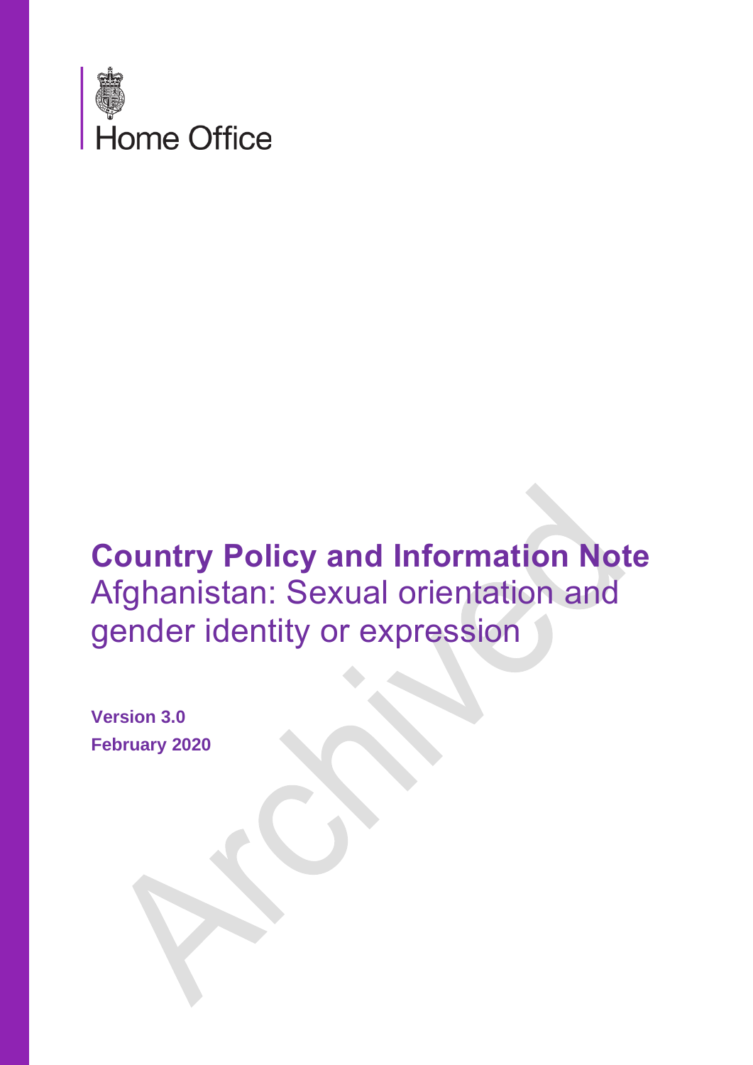Home Office

# Country Policy and Information Note

## Afghanistan: Sexual orientation and gender identity or expression

**Version 3.0**

**February 2020**

Archived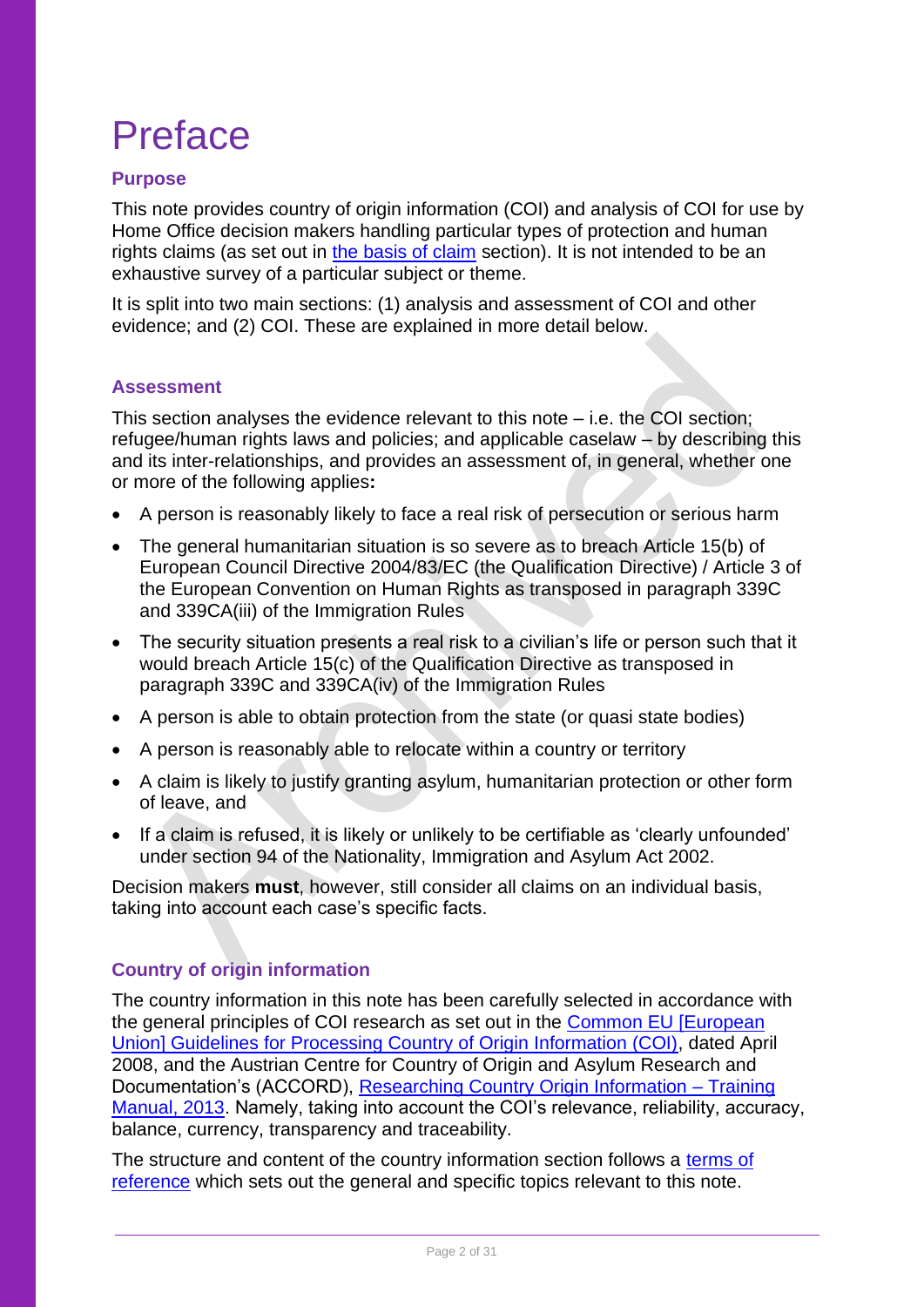# Preface

## Purpose

This note provides country of origin information (COI) and analysis of COI for use by Home Office decision makers handling particular types of protection and human rights claims (as set out in the basis of claim section). It is not intended to be an exhaustive survey of a particular subject or theme.

It is split into two main sections: (1) analysis and assessment of COI and other evidence; and (2) COI. These are explained in more detail below.

## Assessment

This section analyses the evidence relevant to this note – i.e. the COI section; refugee/human rights laws and policies; and applicable caselaw – by describing this and its inter-relationships, and provides an assessment of, in general, whether one or more of the following applies**:**

- A person is reasonably likely to face a real risk of persecution or serious harm
- The general humanitarian situation is so severe as to breach Article 15(b) of European Council Directive 2004/83/EC (the Qualification Directive) / Article 3 of the European Convention on Human Rights as transposed in paragraph 339C and 339CA(iii) of the Immigration Rules
- The security situation presents a real risk to a civilian's life or person such that it would breach Article 15(c) of the Qualification Directive as transposed in paragraph 339C and 339CA(iv) of the Immigration Rules
- A person is able to obtain protection from the state (or quasi state bodies)
- A person is reasonably able to relocate within a country or territory
- A claim is likely to justify granting asylum, humanitarian protection or other form of leave, and
- If a claim is refused, it is likely or unlikely to be certifiable as 'clearly unfounded' under section 94 of the Nationality, Immigration and Asylum Act 2002.

Decision makers **must**, however, still consider all claims on an individual basis, taking into account each case's specific facts.

## Country of origin information

The country information in this note has been carefully selected in accordance with the general principles of COI research as set out in the Common EU [European Union] Guidelines for Processing Country of Origin Information (COI), dated April 2008, and the Austrian Centre for Country of Origin and Asylum Research and Documentation's (ACCORD), Researching Country Origin Information – Training Manual, 2013. Namely, taking into account the COI's relevance, reliability, accuracy, balance, currency, transparency and traceability.

The structure and content of the country information section follows a terms of reference which sets out the general and specific topics relevant to this note.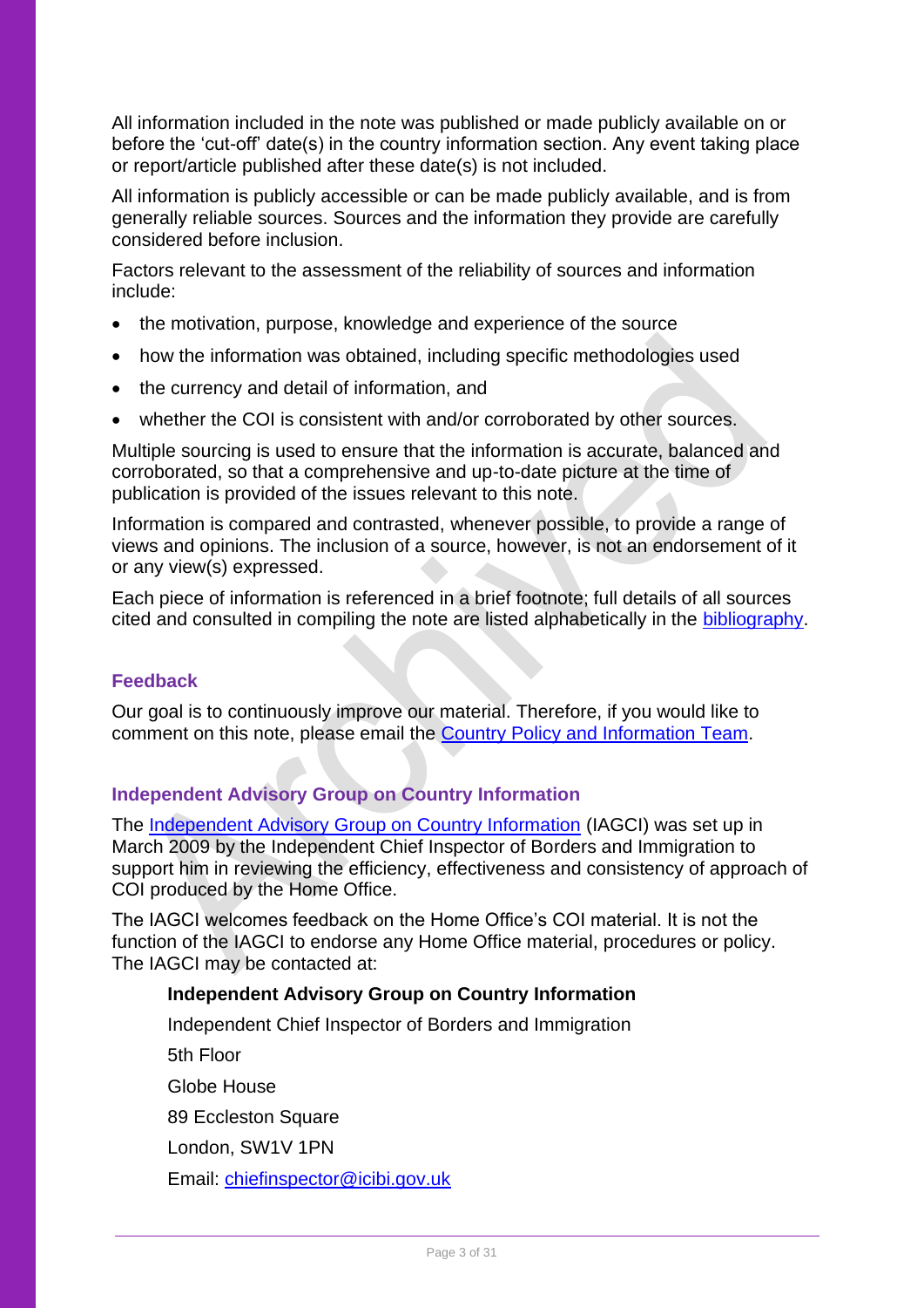All information included in the note was published or made publicly available on or before the 'cut-off' date(s) in the country information section. Any event taking place or report/article published after these date(s) is not included.

All information is publicly accessible or can be made publicly available, and is from generally reliable sources. Sources and the information they provide are carefully considered before inclusion.

Factors relevant to the assessment of the reliability of sources and information include:

- the motivation, purpose, knowledge and experience of the source
- how the information was obtained, including specific methodologies used
- the currency and detail of information, and
- whether the COI is consistent with and/or corroborated by other sources.

Multiple sourcing is used to ensure that the information is accurate, balanced and corroborated, so that a comprehensive and up-to-date picture at the time of publication is provided of the issues relevant to this note.

Information is compared and contrasted, whenever possible, to provide a range of views and opinions. The inclusion of a source, however, is not an endorsement of it or any view(s) expressed.

Each piece of information is referenced in a brief footnote; full details of all sources cited and consulted in compiling the note are listed alphabetically in the bibliography.

### Feedback

Our goal is to continuously improve our material. Therefore, if you would like to comment on this note, please email the Country Policy and Information Team.

### Independent Advisory Group on Country Information

The Independent Advisory Group on Country Information (IAGCI) was set up in March 2009 by the Independent Chief Inspector of Borders and Immigration to support him in reviewing the efficiency, effectiveness and consistency of approach of COI produced by the Home Office.

The IAGCI welcomes feedback on the Home Office's COI material. It is not the function of the IAGCI to endorse any Home Office material, procedures or policy. The IAGCI may be contacted at:

**Independent Advisory Group on Country Information**

Independent Chief Inspector of Borders and Immigration

5th Floor

Globe House

89 Eccleston Square

London, SW1V 1PN

Email: chiefinspector@icibi.gov.uk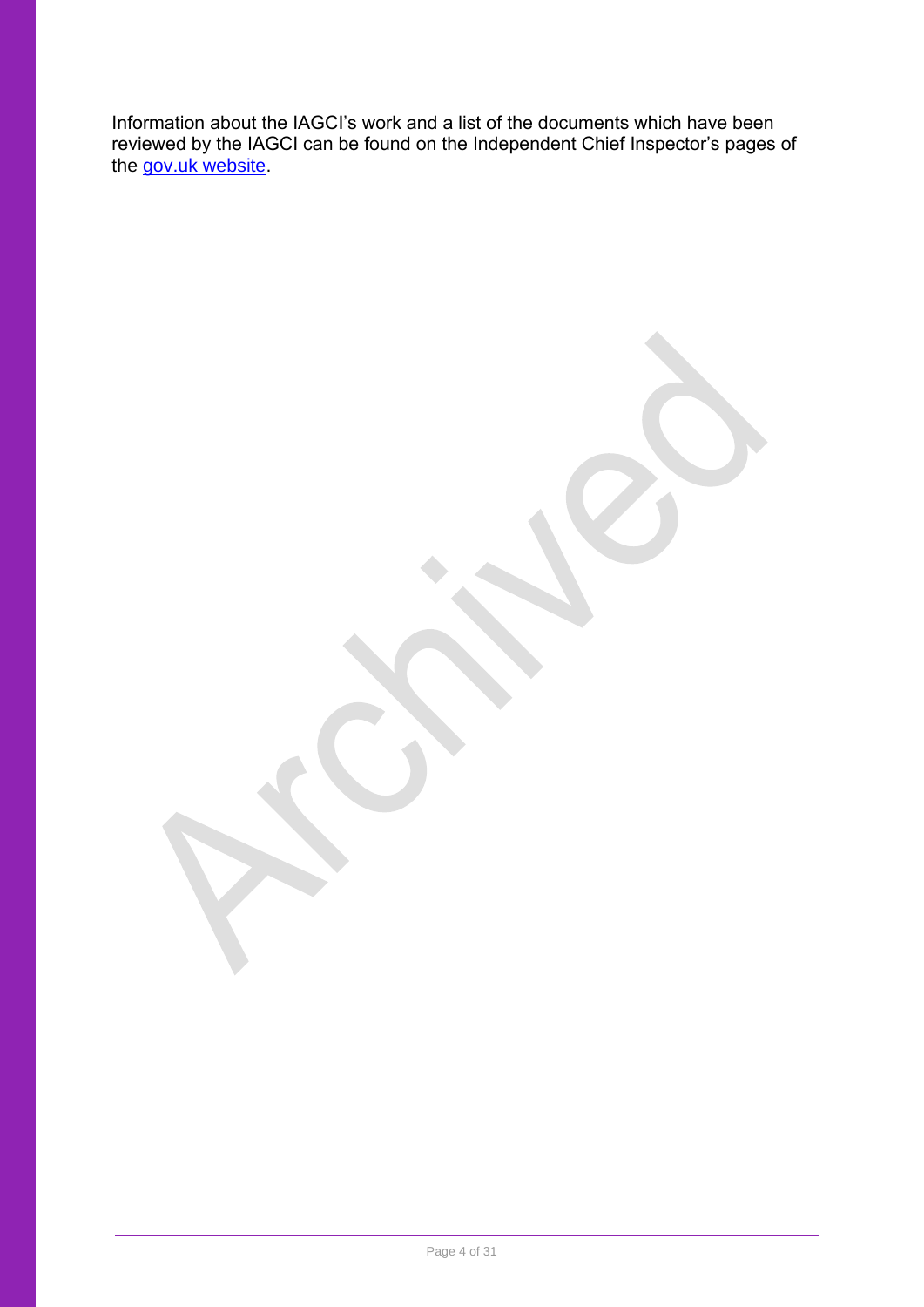Information about the IAGCI's work and a list of the documents which have been reviewed by the IAGCI can be found on the Independent Chief Inspector's pages of the gov.uk website.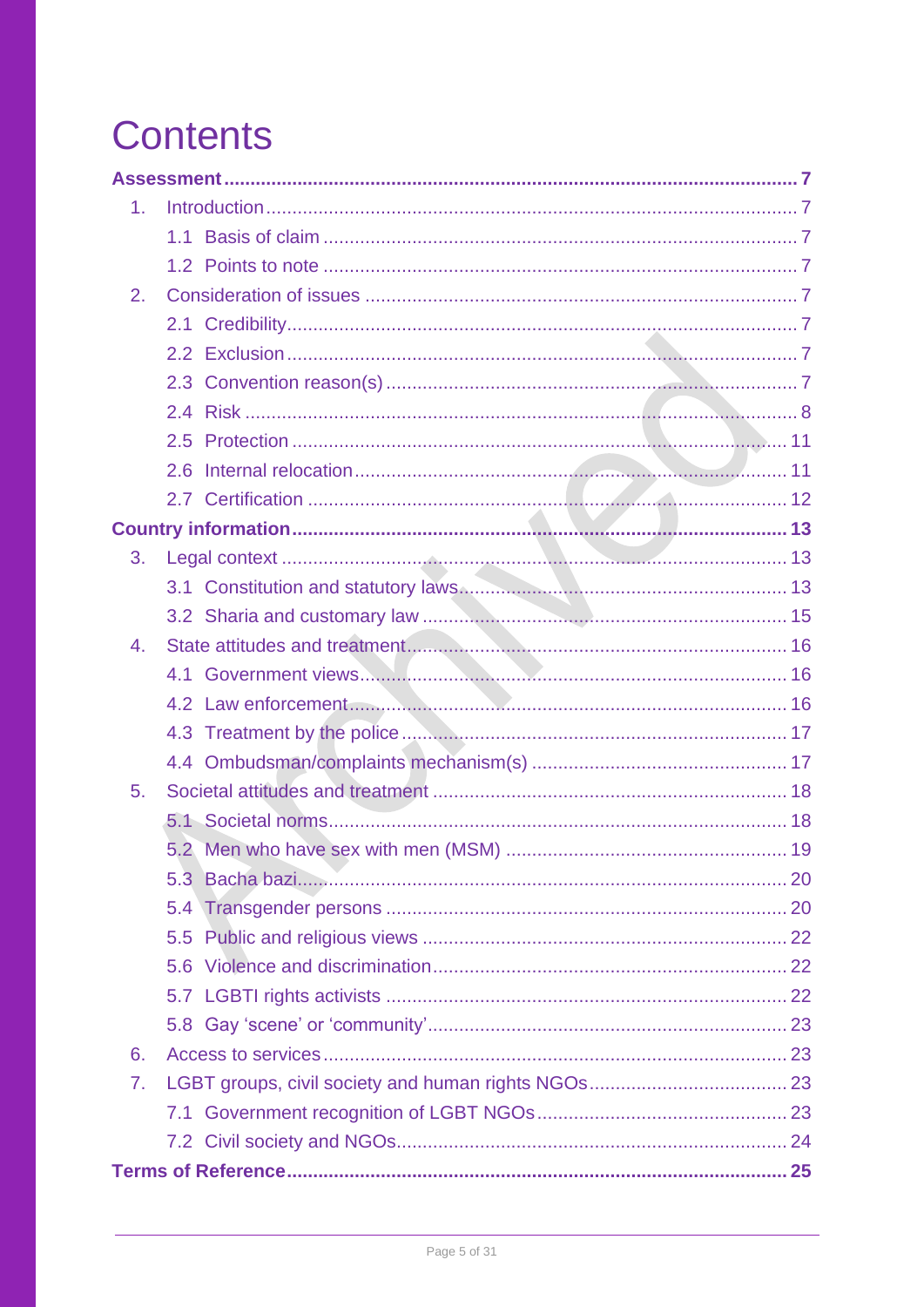# Contents

**Assessment** .......... **7**

1. Introduction .......... 7
   - 1.1 Basis of claim .......... 7
   - 1.2 Points to note .......... 7
2. Consideration of issues .......... 7
   - 2.1 Credibility .......... 7
   - 2.2 Exclusion .......... 7
   - 2.3 Convention reason(s) .......... 7
   - 2.4 Risk .......... 8
   - 2.5 Protection .......... 11
   - 2.6 Internal relocation .......... 11
   - 2.7 Certification .......... 12

**Country information** .......... **13**

3. Legal context .......... 13
   - 3.1 Constitution and statutory laws .......... 13
   - 3.2 Sharia and customary law .......... 15
4. State attitudes and treatment .......... 16
   - 4.1 Government views .......... 16
   - 4.2 Law enforcement .......... 16
   - 4.3 Treatment by the police .......... 17
   - 4.4 Ombudsman/complaints mechanism(s) .......... 17
5. Societal attitudes and treatment .......... 18
   - 5.1 Societal norms .......... 18
   - 5.2 Men who have sex with men (MSM) .......... 19
   - 5.3 Bacha bazi .......... 20
   - 5.4 Transgender persons .......... 20
   - 5.5 Public and religious views .......... 22
   - 5.6 Violence and discrimination .......... 22
   - 5.7 LGBTI rights activists .......... 22
   - 5.8 Gay 'scene' or 'community' .......... 23
6. Access to services .......... 23
7. LGBT groups, civil society and human rights NGOs .......... 23
   - 7.1 Government recognition of LGBT NGOs .......... 23
   - 7.2 Civil society and NGOs .......... 24

**Terms of Reference** .......... **25**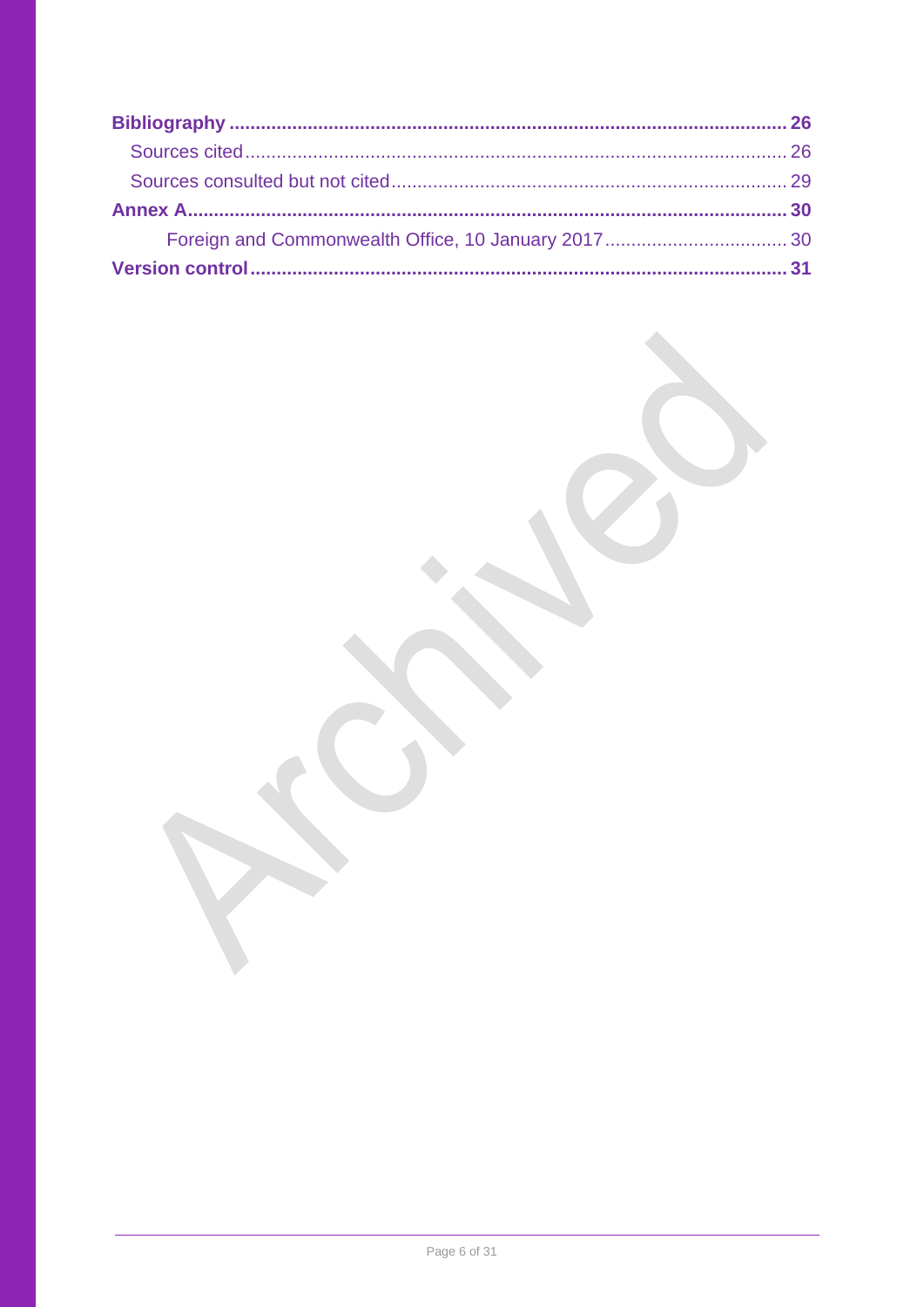**Bibliography** ......................................................................................................... **26**

Sources cited ........................................................................................................ 26

Sources consulted but not cited ........................................................................... 29

**Annex A** ................................................................................................................. **30**

Foreign and Commonwealth Office, 10 January 2017 .................................... 30

**Version control** ..................................................................................................... **31**

Archived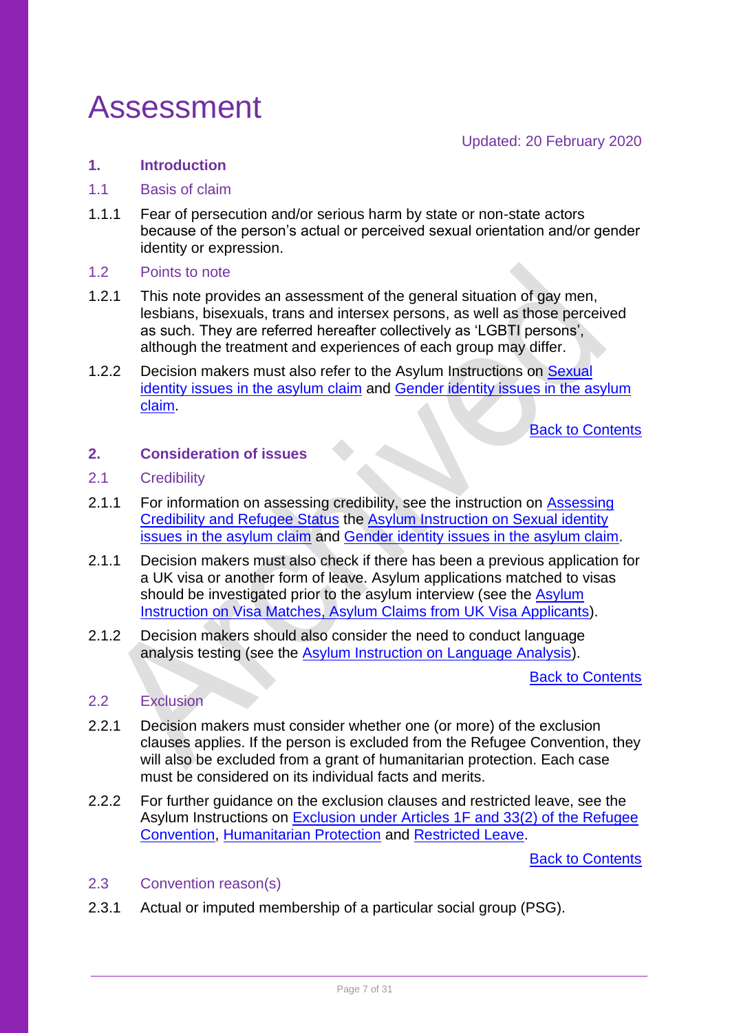# Assessment

Updated: 20 February 2020

## 1. Introduction

### 1.1 Basis of claim

1.1.1 Fear of persecution and/or serious harm by state or non-state actors because of the person's actual or perceived sexual orientation and/or gender identity or expression.

### 1.2 Points to note

1.2.1 This note provides an assessment of the general situation of gay men, lesbians, bisexuals, trans and intersex persons, as well as those perceived as such. They are referred hereafter collectively as 'LGBTI persons', although the treatment and experiences of each group may differ.

1.2.2 Decision makers must also refer to the Asylum Instructions on Sexual identity issues in the asylum claim and Gender identity issues in the asylum claim.

Back to Contents

## 2. Consideration of issues

### 2.1 Credibility

2.1.1 For information on assessing credibility, see the instruction on Assessing Credibility and Refugee Status the Asylum Instruction on Sexual identity issues in the asylum claim and Gender identity issues in the asylum claim.

2.1.1 Decision makers must also check if there has been a previous application for a UK visa or another form of leave. Asylum applications matched to visas should be investigated prior to the asylum interview (see the Asylum Instruction on Visa Matches, Asylum Claims from UK Visa Applicants).

2.1.2 Decision makers should also consider the need to conduct language analysis testing (see the Asylum Instruction on Language Analysis).

Back to Contents

### 2.2 Exclusion

2.2.1 Decision makers must consider whether one (or more) of the exclusion clauses applies. If the person is excluded from the Refugee Convention, they will also be excluded from a grant of humanitarian protection. Each case must be considered on its individual facts and merits.

2.2.2 For further guidance on the exclusion clauses and restricted leave, see the Asylum Instructions on Exclusion under Articles 1F and 33(2) of the Refugee Convention, Humanitarian Protection and Restricted Leave.

Back to Contents

### 2.3 Convention reason(s)

2.3.1 Actual or imputed membership of a particular social group (PSG).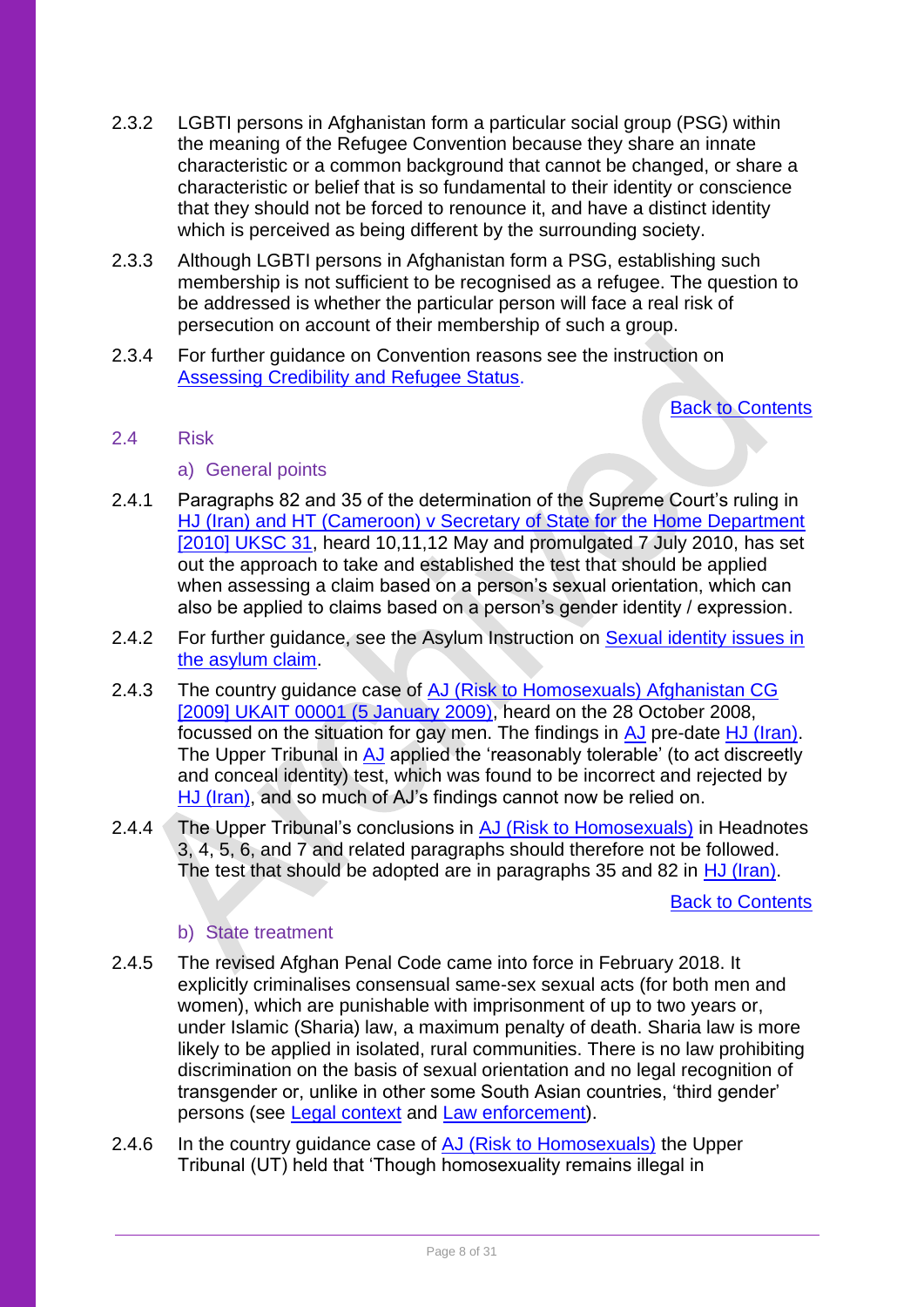2.3.2 LGBTI persons in Afghanistan form a particular social group (PSG) within the meaning of the Refugee Convention because they share an innate characteristic or a common background that cannot be changed, or share a characteristic or belief that is so fundamental to their identity or conscience that they should not be forced to renounce it, and have a distinct identity which is perceived as being different by the surrounding society.

2.3.3 Although LGBTI persons in Afghanistan form a PSG, establishing such membership is not sufficient to be recognised as a refugee. The question to be addressed is whether the particular person will face a real risk of persecution on account of their membership of such a group.

2.3.4 For further guidance on Convention reasons see the instruction on Assessing Credibility and Refugee Status.

Back to Contents

## 2.4 Risk

### a) General points

2.4.1 Paragraphs 82 and 35 of the determination of the Supreme Court's ruling in HJ (Iran) and HT (Cameroon) v Secretary of State for the Home Department [2010] UKSC 31, heard 10,11,12 May and promulgated 7 July 2010, has set out the approach to take and established the test that should be applied when assessing a claim based on a person's sexual orientation, which can also be applied to claims based on a person's gender identity / expression.

2.4.2 For further guidance, see the Asylum Instruction on Sexual identity issues in the asylum claim.

2.4.3 The country guidance case of AJ (Risk to Homosexuals) Afghanistan CG [2009] UKAIT 00001 (5 January 2009), heard on the 28 October 2008, focussed on the situation for gay men. The findings in AJ pre-date HJ (Iran). The Upper Tribunal in AJ applied the 'reasonably tolerable' (to act discreetly and conceal identity) test, which was found to be incorrect and rejected by HJ (Iran), and so much of AJ's findings cannot now be relied on.

2.4.4 The Upper Tribunal's conclusions in AJ (Risk to Homosexuals) in Headnotes 3, 4, 5, 6, and 7 and related paragraphs should therefore not be followed. The test that should be adopted are in paragraphs 35 and 82 in HJ (Iran).

Back to Contents

### b) State treatment

2.4.5 The revised Afghan Penal Code came into force in February 2018. It explicitly criminalises consensual same-sex sexual acts (for both men and women), which are punishable with imprisonment of up to two years or, under Islamic (Sharia) law, a maximum penalty of death. Sharia law is more likely to be applied in isolated, rural communities. There is no law prohibiting discrimination on the basis of sexual orientation and no legal recognition of transgender or, unlike in other some South Asian countries, 'third gender' persons (see Legal context and Law enforcement).

2.4.6 In the country guidance case of AJ (Risk to Homosexuals) the Upper Tribunal (UT) held that 'Though homosexuality remains illegal in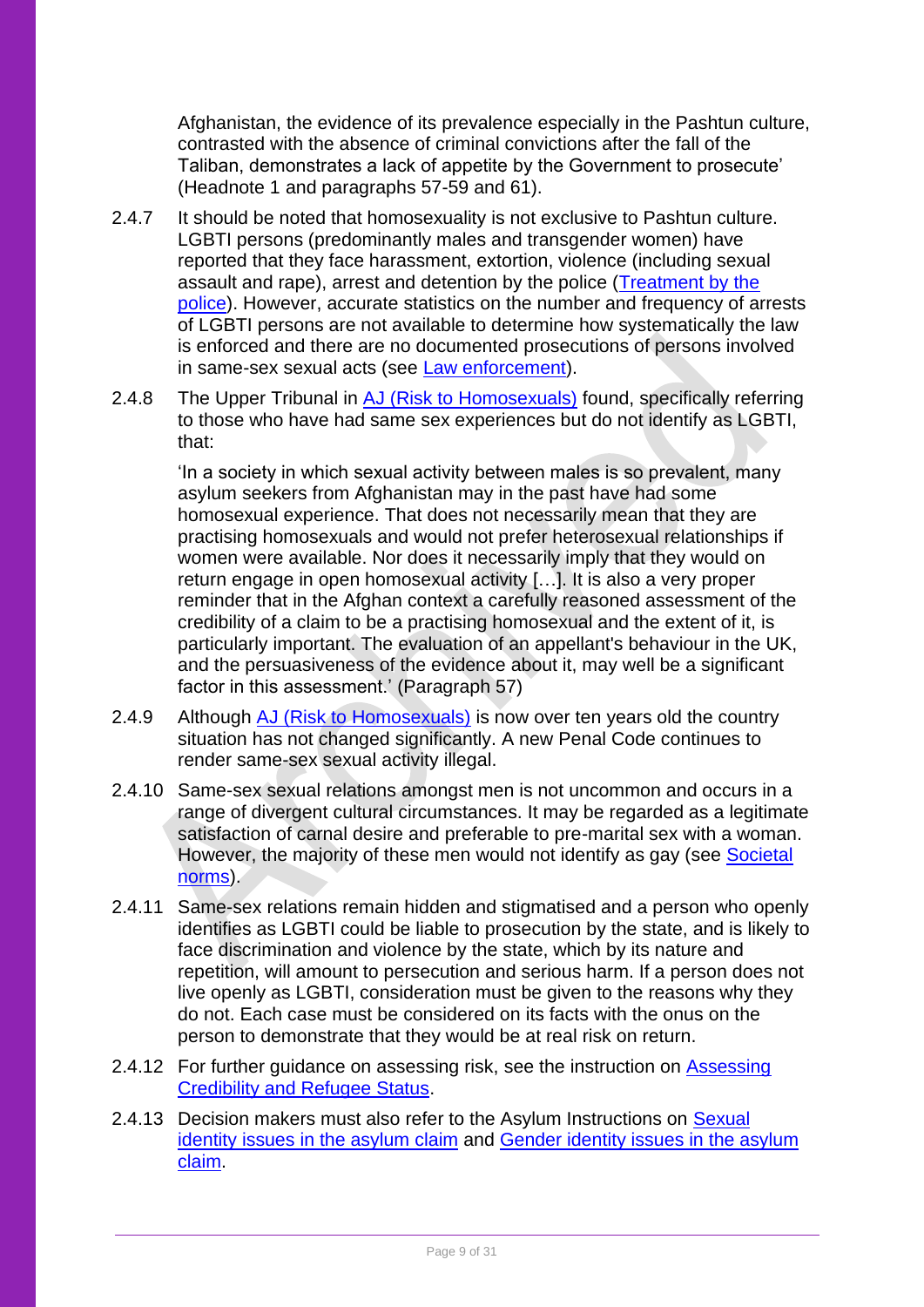Afghanistan, the evidence of its prevalence especially in the Pashtun culture, contrasted with the absence of criminal convictions after the fall of the Taliban, demonstrates a lack of appetite by the Government to prosecute' (Headnote 1 and paragraphs 57-59 and 61).

2.4.7 It should be noted that homosexuality is not exclusive to Pashtun culture. LGBTI persons (predominantly males and transgender women) have reported that they face harassment, extortion, violence (including sexual assault and rape), arrest and detention by the police ([Treatment by the police]()). However, accurate statistics on the number and frequency of arrests of LGBTI persons are not available to determine how systematically the law is enforced and there are no documented prosecutions of persons involved in same-sex sexual acts (see [Law enforcement]()).

2.4.8 The Upper Tribunal in [AJ (Risk to Homosexuals)]() found, specifically referring to those who have had same sex experiences but do not identify as LGBTI, that:

> 'In a society in which sexual activity between males is so prevalent, many asylum seekers from Afghanistan may in the past have had some homosexual experience. That does not necessarily mean that they are practising homosexuals and would not prefer heterosexual relationships if women were available. Nor does it necessarily imply that they would on return engage in open homosexual activity […]. It is also a very proper reminder that in the Afghan context a carefully reasoned assessment of the credibility of a claim to be a practising homosexual and the extent of it, is particularly important. The evaluation of an appellant's behaviour in the UK, and the persuasiveness of the evidence about it, may well be a significant factor in this assessment.' (Paragraph 57)

2.4.9 Although [AJ (Risk to Homosexuals)]() is now over ten years old the country situation has not changed significantly. A new Penal Code continues to render same-sex sexual activity illegal.

2.4.10 Same-sex sexual relations amongst men is not uncommon and occurs in a range of divergent cultural circumstances. It may be regarded as a legitimate satisfaction of carnal desire and preferable to pre-marital sex with a woman. However, the majority of these men would not identify as gay (see [Societal norms]()).

2.4.11 Same-sex relations remain hidden and stigmatised and a person who openly identifies as LGBTI could be liable to prosecution by the state, and is likely to face discrimination and violence by the state, which by its nature and repetition, will amount to persecution and serious harm. If a person does not live openly as LGBTI, consideration must be given to the reasons why they do not. Each case must be considered on its facts with the onus on the person to demonstrate that they would be at real risk on return.

2.4.12 For further guidance on assessing risk, see the instruction on [Assessing Credibility and Refugee Status]().

2.4.13 Decision makers must also refer to the Asylum Instructions on [Sexual identity issues in the asylum claim]() and [Gender identity issues in the asylum claim]().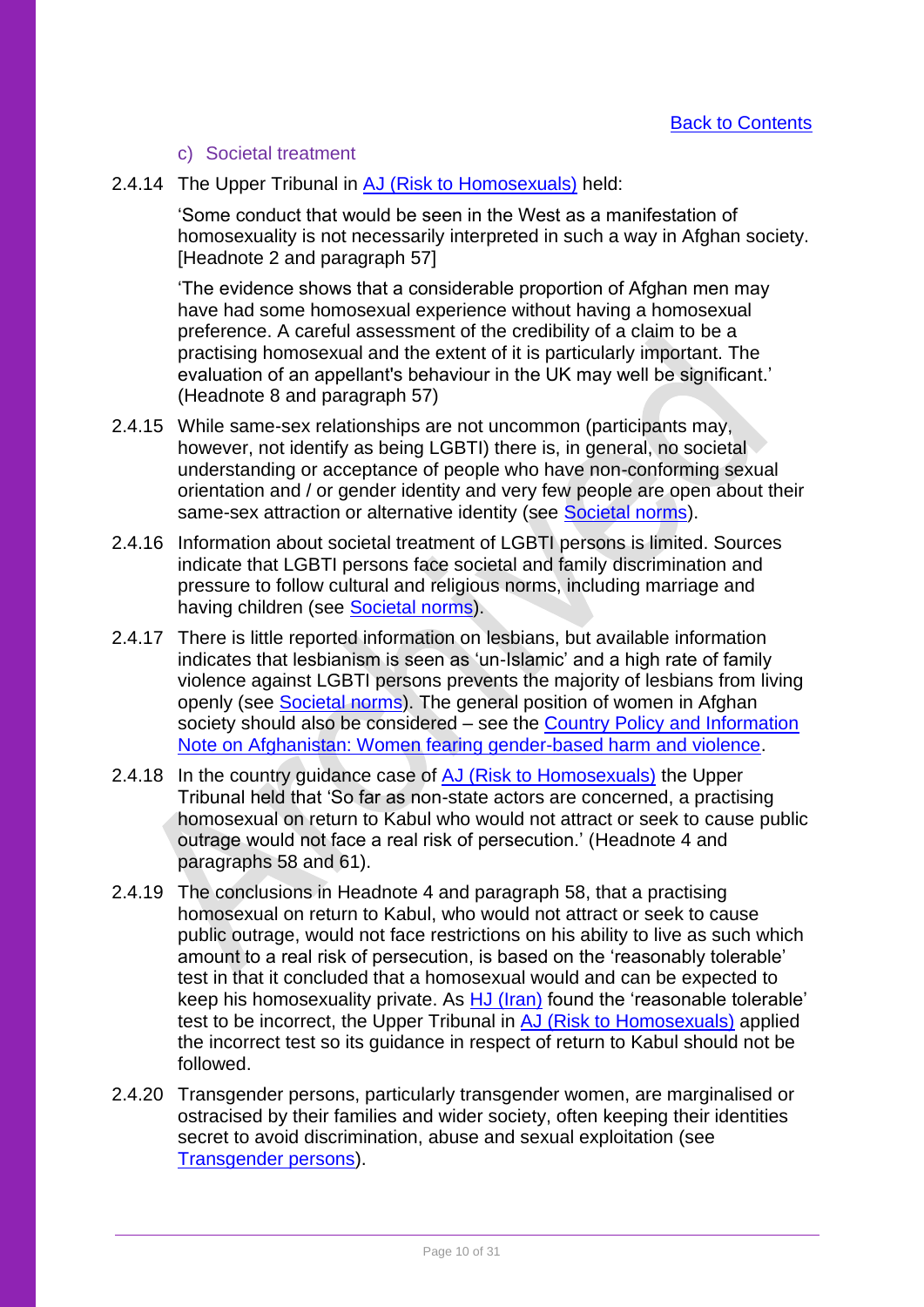### c) Societal treatment

2.4.14 The Upper Tribunal in AJ (Risk to Homosexuals) held:

> 'Some conduct that would be seen in the West as a manifestation of homosexuality is not necessarily interpreted in such a way in Afghan society. [Headnote 2 and paragraph 57]
>
> 'The evidence shows that a considerable proportion of Afghan men may have had some homosexual experience without having a homosexual preference. A careful assessment of the credibility of a claim to be a practising homosexual and the extent of it is particularly important. The evaluation of an appellant's behaviour in the UK may well be significant.' (Headnote 8 and paragraph 57)

2.4.15 While same-sex relationships are not uncommon (participants may, however, not identify as being LGBTI) there is, in general, no societal understanding or acceptance of people who have non-conforming sexual orientation and / or gender identity and very few people are open about their same-sex attraction or alternative identity (see Societal norms).

2.4.16 Information about societal treatment of LGBTI persons is limited. Sources indicate that LGBTI persons face societal and family discrimination and pressure to follow cultural and religious norms, including marriage and having children (see Societal norms).

2.4.17 There is little reported information on lesbians, but available information indicates that lesbianism is seen as 'un-Islamic' and a high rate of family violence against LGBTI persons prevents the majority of lesbians from living openly (see Societal norms). The general position of women in Afghan society should also be considered – see the Country Policy and Information Note on Afghanistan: Women fearing gender-based harm and violence.

2.4.18 In the country guidance case of AJ (Risk to Homosexuals) the Upper Tribunal held that 'So far as non-state actors are concerned, a practising homosexual on return to Kabul who would not attract or seek to cause public outrage would not face a real risk of persecution.' (Headnote 4 and paragraphs 58 and 61).

2.4.19 The conclusions in Headnote 4 and paragraph 58, that a practising homosexual on return to Kabul, who would not attract or seek to cause public outrage, would not face restrictions on his ability to live as such which amount to a real risk of persecution, is based on the 'reasonably tolerable' test in that it concluded that a homosexual would and can be expected to keep his homosexuality private. As HJ (Iran) found the 'reasonable tolerable' test to be incorrect, the Upper Tribunal in AJ (Risk to Homosexuals) applied the incorrect test so its guidance in respect of return to Kabul should not be followed.

2.4.20 Transgender persons, particularly transgender women, are marginalised or ostracised by their families and wider society, often keeping their identities secret to avoid discrimination, abuse and sexual exploitation (see Transgender persons).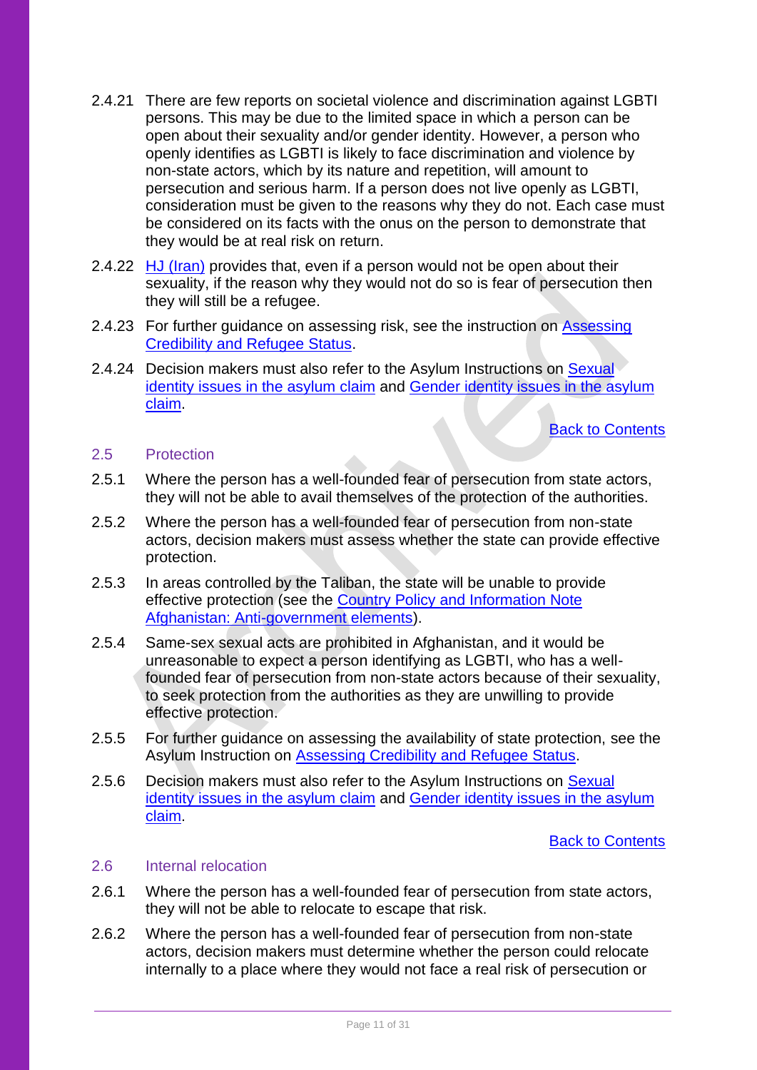2.4.21 There are few reports on societal violence and discrimination against LGBTI persons. This may be due to the limited space in which a person can be open about their sexuality and/or gender identity. However, a person who openly identifies as LGBTI is likely to face discrimination and violence by non-state actors, which by its nature and repetition, will amount to persecution and serious harm. If a person does not live openly as LGBTI, consideration must be given to the reasons why they do not. Each case must be considered on its facts with the onus on the person to demonstrate that they would be at real risk on return.

2.4.22 HJ (Iran) provides that, even if a person would not be open about their sexuality, if the reason why they would not do so is fear of persecution then they will still be a refugee.

2.4.23 For further guidance on assessing risk, see the instruction on Assessing Credibility and Refugee Status.

2.4.24 Decision makers must also refer to the Asylum Instructions on Sexual identity issues in the asylum claim and Gender identity issues in the asylum claim.

Back to Contents

## 2.5 Protection

2.5.1 Where the person has a well-founded fear of persecution from state actors, they will not be able to avail themselves of the protection of the authorities.

2.5.2 Where the person has a well-founded fear of persecution from non-state actors, decision makers must assess whether the state can provide effective protection.

2.5.3 In areas controlled by the Taliban, the state will be unable to provide effective protection (see the Country Policy and Information Note Afghanistan: Anti-government elements).

2.5.4 Same-sex sexual acts are prohibited in Afghanistan, and it would be unreasonable to expect a person identifying as LGBTI, who has a well-founded fear of persecution from non-state actors because of their sexuality, to seek protection from the authorities as they are unwilling to provide effective protection.

2.5.5 For further guidance on assessing the availability of state protection, see the Asylum Instruction on Assessing Credibility and Refugee Status.

2.5.6 Decision makers must also refer to the Asylum Instructions on Sexual identity issues in the asylum claim and Gender identity issues in the asylum claim.

Back to Contents

## 2.6 Internal relocation

2.6.1 Where the person has a well-founded fear of persecution from state actors, they will not be able to relocate to escape that risk.

2.6.2 Where the person has a well-founded fear of persecution from non-state actors, decision makers must determine whether the person could relocate internally to a place where they would not face a real risk of persecution or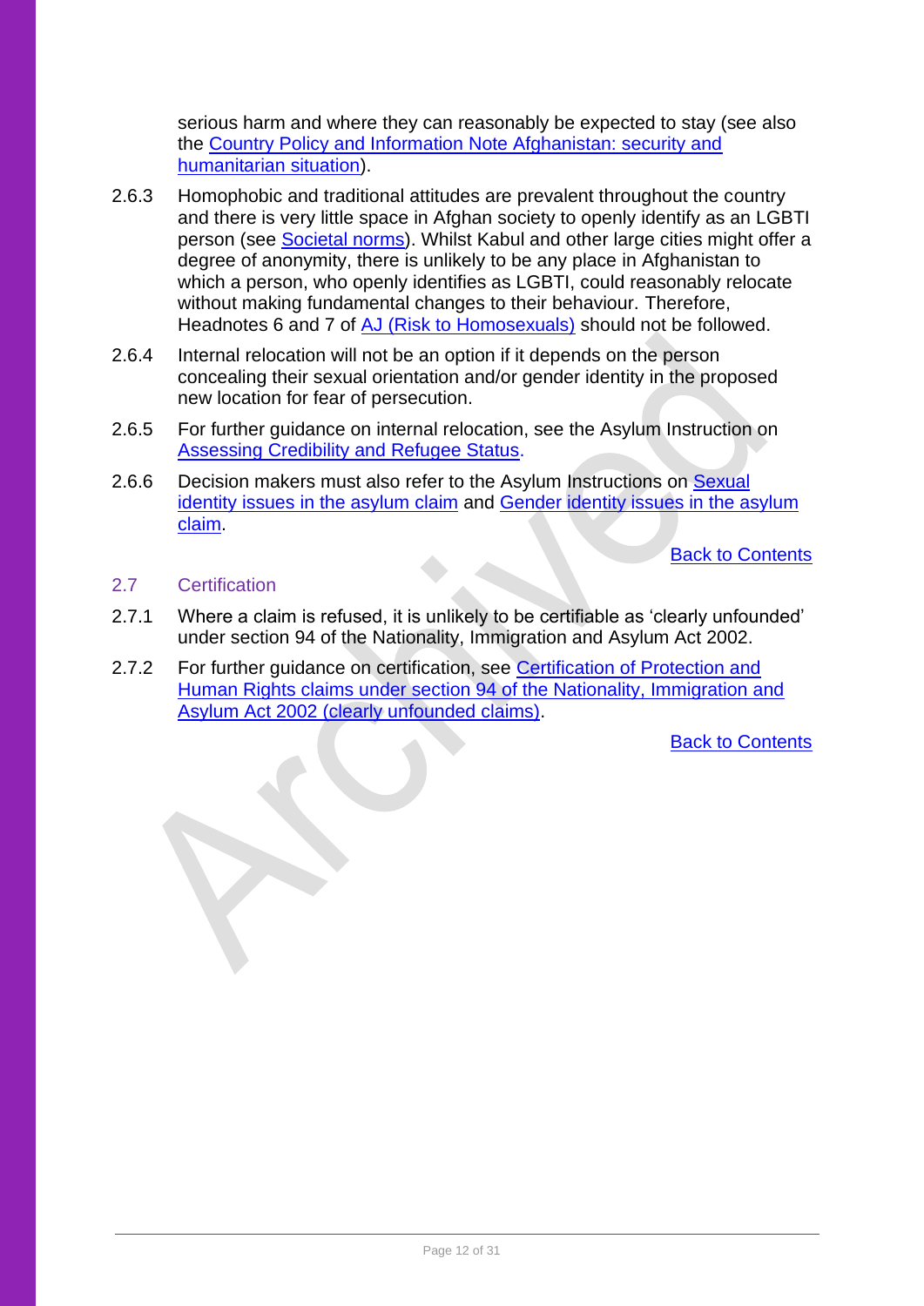serious harm and where they can reasonably be expected to stay (see also the [Country Policy and Information Note Afghanistan: security and humanitarian situation]).

2.6.3 Homophobic and traditional attitudes are prevalent throughout the country and there is very little space in Afghan society to openly identify as an LGBTI person (see [Societal norms]). Whilst Kabul and other large cities might offer a degree of anonymity, there is unlikely to be any place in Afghanistan to which a person, who openly identifies as LGBTI, could reasonably relocate without making fundamental changes to their behaviour. Therefore, Headnotes 6 and 7 of [AJ (Risk to Homosexuals)] should not be followed.

2.6.4 Internal relocation will not be an option if it depends on the person concealing their sexual orientation and/or gender identity in the proposed new location for fear of persecution.

2.6.5 For further guidance on internal relocation, see the Asylum Instruction on [Assessing Credibility and Refugee Status].

2.6.6 Decision makers must also refer to the Asylum Instructions on [Sexual identity issues in the asylum claim] and [Gender identity issues in the asylum claim].

Back to Contents

## 2.7 Certification

2.7.1 Where a claim is refused, it is unlikely to be certifiable as 'clearly unfounded' under section 94 of the Nationality, Immigration and Asylum Act 2002.

2.7.2 For further guidance on certification, see [Certification of Protection and Human Rights claims under section 94 of the Nationality, Immigration and Asylum Act 2002 (clearly unfounded claims)].

Back to Contents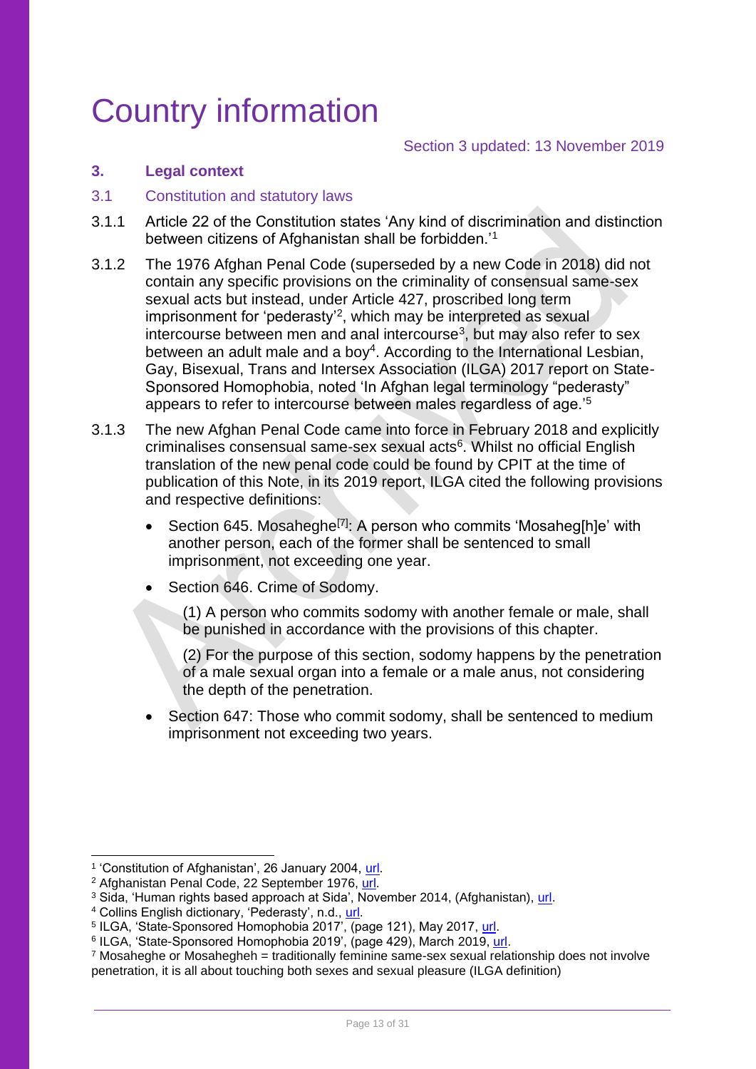# Country information

Section 3 updated: 13 November 2019

## 3. Legal context

### 3.1 Constitution and statutory laws

3.1.1 Article 22 of the Constitution states 'Any kind of discrimination and distinction between citizens of Afghanistan shall be forbidden.'[1]

3.1.2 The 1976 Afghan Penal Code (superseded by a new Code in 2018) did not contain any specific provisions on the criminality of consensual same-sex sexual acts but instead, under Article 427, proscribed long term imprisonment for 'pederasty'[2], which may be interpreted as sexual intercourse between men and anal intercourse[3], but may also refer to sex between an adult male and a boy[4]. According to the International Lesbian, Gay, Bisexual, Trans and Intersex Association (ILGA) 2017 report on State-Sponsored Homophobia, noted 'In Afghan legal terminology "pederasty" appears to refer to intercourse between males regardless of age.'[5]

3.1.3 The new Afghan Penal Code came into force in February 2018 and explicitly criminalises consensual same-sex sexual acts[6]. Whilst no official English translation of the new penal code could be found by CPIT at the time of publication of this Note, in its 2019 report, ILGA cited the following provisions and respective definitions:

- Section 645. Mosaheghe[7]: A person who commits 'Mosaheg[h]e' with another person, each of the former shall be sentenced to small imprisonment, not exceeding one year.
- Section 646. Crime of Sodomy.

  (1) A person who commits sodomy with another female or male, shall be punished in accordance with the provisions of this chapter.

  (2) For the purpose of this section, sodomy happens by the penetration of a male sexual organ into a female or a male anus, not considering the depth of the penetration.
- Section 647: Those who commit sodomy, shall be sentenced to medium imprisonment not exceeding two years.

---

[1] 'Constitution of Afghanistan', 26 January 2004, url.

[2] Afghanistan Penal Code, 22 September 1976, url.

[3] Sida, 'Human rights based approach at Sida', November 2014, (Afghanistan), url.

[4] Collins English dictionary, 'Pederasty', n.d., url.

[5] ILGA, 'State-Sponsored Homophobia 2017', (page 121), May 2017, url.

[6] ILGA, 'State-Sponsored Homophobia 2019', (page 429), March 2019, url.

[7] Mosaheghe or Mosahegheh = traditionally feminine same-sex sexual relationship does not involve penetration, it is all about touching both sexes and sexual pleasure (ILGA definition)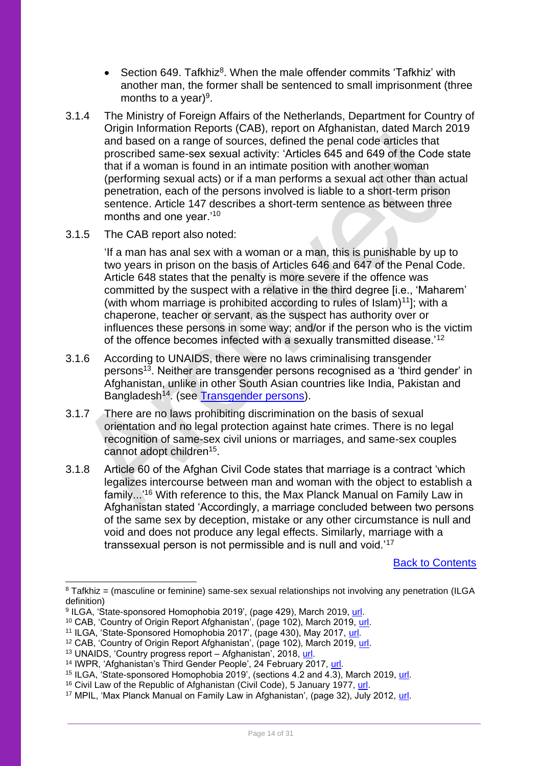- Section 649. Tafkhiz[8]. When the male offender commits 'Tafkhiz' with another man, the former shall be sentenced to small imprisonment (three months to a year)[9].

3.1.4 The Ministry of Foreign Affairs of the Netherlands, Department for Country of Origin Information Reports (CAB), report on Afghanistan, dated March 2019 and based on a range of sources, defined the penal code articles that proscribed same-sex sexual activity: 'Articles 645 and 649 of the Code state that if a woman is found in an intimate position with another woman (performing sexual acts) or if a man performs a sexual act other than actual penetration, each of the persons involved is liable to a short-term prison sentence. Article 147 describes a short-term sentence as between three months and one year.'[10]

3.1.5 The CAB report also noted:

> 'If a man has anal sex with a woman or a man, this is punishable by up to two years in prison on the basis of Articles 646 and 647 of the Penal Code. Article 648 states that the penalty is more severe if the offence was committed by the suspect with a relative in the third degree [i.e., 'Maharem' (with whom marriage is prohibited according to rules of Islam)[11]]; with a chaperone, teacher or servant, as the suspect has authority over or influences these persons in some way; and/or if the person who is the victim of the offence becomes infected with a sexually transmitted disease.'[12]

3.1.6 According to UNAIDS, there were no laws criminalising transgender persons[13]. Neither are transgender persons recognised as a 'third gender' in Afghanistan, unlike in other South Asian countries like India, Pakistan and Bangladesh[14]. (see Transgender persons).

3.1.7 There are no laws prohibiting discrimination on the basis of sexual orientation and no legal protection against hate crimes. There is no legal recognition of same-sex civil unions or marriages, and same-sex couples cannot adopt children[15].

3.1.8 Article 60 of the Afghan Civil Code states that marriage is a contract 'which legalizes intercourse between man and woman with the object to establish a family...'[16] With reference to this, the Max Planck Manual on Family Law in Afghanistan stated 'Accordingly, a marriage concluded between two persons of the same sex by deception, mistake or any other circumstance is null and void and does not produce any legal effects. Similarly, marriage with a transsexual person is not permissible and is null and void.'[17]

Back to Contents

---

[8] Tafkhiz = (masculine or feminine) same-sex sexual relationships not involving any penetration (ILGA definition)
[9] ILGA, 'State-sponsored Homophobia 2019', (page 429), March 2019, url.
[10] CAB, 'Country of Origin Report Afghanistan', (page 102), March 2019, url.
[11] ILGA, 'State-Sponsored Homophobia 2017', (page 430), May 2017, url.
[12] CAB, 'Country of Origin Report Afghanistan', (page 102), March 2019, url.
[13] UNAIDS, 'Country progress report – Afghanistan', 2018, url.
[14] IWPR, 'Afghanistan's Third Gender People', 24 February 2017, url.
[15] ILGA, 'State-sponsored Homophobia 2019', (sections 4.2 and 4.3), March 2019, url.
[16] Civil Law of the Republic of Afghanistan (Civil Code), 5 January 1977, url.
[17] MPIL, 'Max Planck Manual on Family Law in Afghanistan', (page 32), July 2012, url.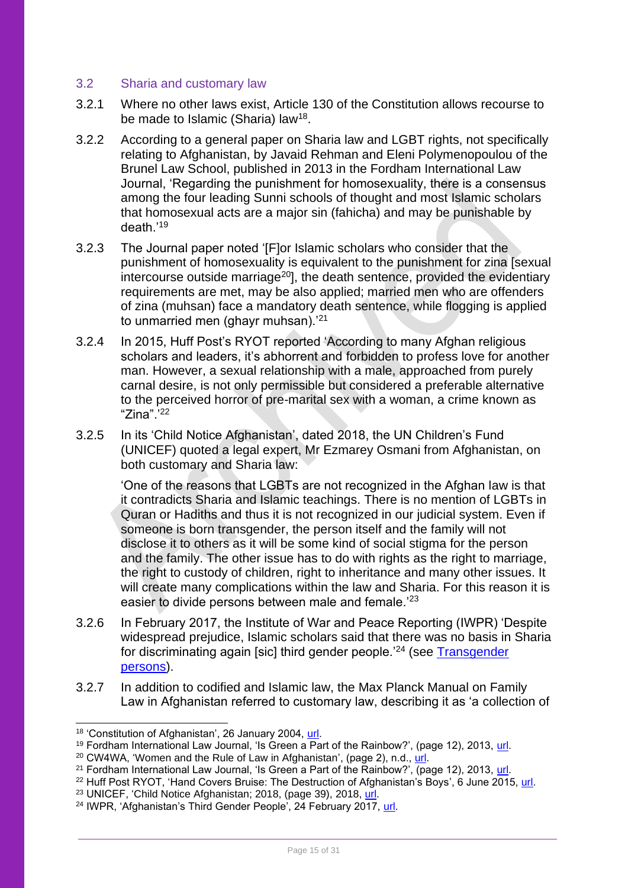## 3.2 Sharia and customary law

3.2.1 Where no other laws exist, Article 130 of the Constitution allows recourse to be made to Islamic (Sharia) law[18].

3.2.2 According to a general paper on Sharia law and LGBT rights, not specifically relating to Afghanistan, by Javaid Rehman and Eleni Polymenopoulou of the Brunel Law School, published in 2013 in the Fordham International Law Journal, 'Regarding the punishment for homosexuality, there is a consensus among the four leading Sunni schools of thought and most Islamic scholars that homosexual acts are a major sin (fahicha) and may be punishable by death.'[19]

3.2.3 The Journal paper noted '[F]or Islamic scholars who consider that the punishment of homosexuality is equivalent to the punishment for zina [sexual intercourse outside marriage[20]], the death sentence, provided the evidentiary requirements are met, may be also applied; married men who are offenders of zina (muhsan) face a mandatory death sentence, while flogging is applied to unmarried men (ghayr muhsan).'[21]

3.2.4 In 2015, Huff Post's RYOT reported 'According to many Afghan religious scholars and leaders, it's abhorrent and forbidden to profess love for another man. However, a sexual relationship with a male, approached from purely carnal desire, is not only permissible but considered a preferable alternative to the perceived horror of pre-marital sex with a woman, a crime known as "Zina".'[22]

3.2.5 In its 'Child Notice Afghanistan', dated 2018, the UN Children's Fund (UNICEF) quoted a legal expert, Mr Ezmarey Osmani from Afghanistan, on both customary and Sharia law:

> 'One of the reasons that LGBTs are not recognized in the Afghan law is that it contradicts Sharia and Islamic teachings. There is no mention of LGBTs in Quran or Hadiths and thus it is not recognized in our judicial system. Even if someone is born transgender, the person itself and the family will not disclose it to others as it will be some kind of social stigma for the person and the family. The other issue has to do with rights as the right to marriage, the right to custody of children, right to inheritance and many other issues. It will create many complications within the law and Sharia. For this reason it is easier to divide persons between male and female.'[23]

3.2.6 In February 2017, the Institute of War and Peace Reporting (IWPR) 'Despite widespread prejudice, Islamic scholars said that there was no basis in Sharia for discriminating again [sic] third gender people.'[24] (see Transgender persons).

3.2.7 In addition to codified and Islamic law, the Max Planck Manual on Family Law in Afghanistan referred to customary law, describing it as 'a collection of

---

[18] 'Constitution of Afghanistan', 26 January 2004, url.
[19] Fordham International Law Journal, 'Is Green a Part of the Rainbow?', (page 12), 2013, url.
[20] CW4WA, 'Women and the Rule of Law in Afghanistan', (page 2), n.d., url.
[21] Fordham International Law Journal, 'Is Green a Part of the Rainbow?', (page 12), 2013, url.
[22] Huff Post RYOT, 'Hand Covers Bruise: The Destruction of Afghanistan's Boys', 6 June 2015, url.
[23] UNICEF, 'Child Notice Afghanistan; 2018, (page 39), 2018, url.
[24] IWPR, 'Afghanistan's Third Gender People', 24 February 2017, url.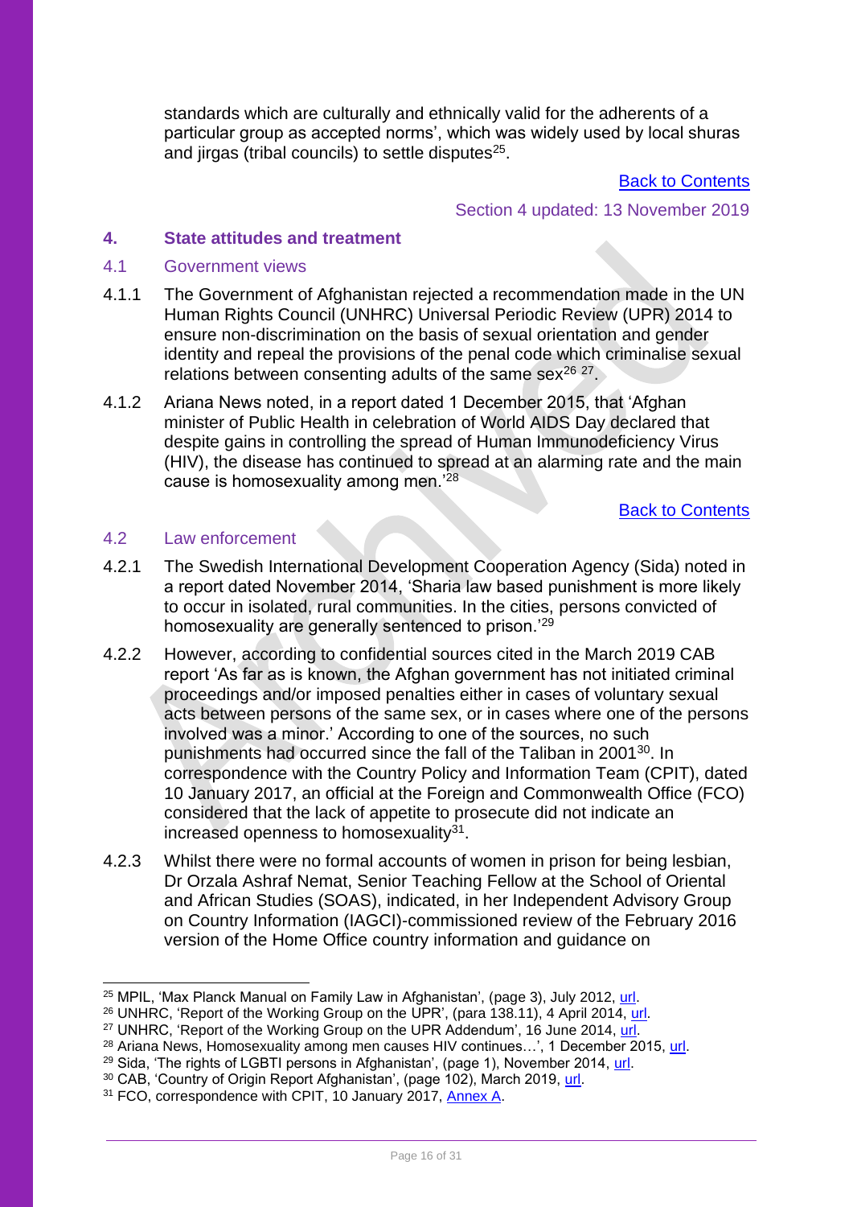standards which are culturally and ethnically valid for the adherents of a particular group as accepted norms', which was widely used by local shuras and jirgas (tribal councils) to settle disputes[25].

Back to Contents

Section 4 updated: 13 November 2019

## 4. State attitudes and treatment

### 4.1 Government views

4.1.1 The Government of Afghanistan rejected a recommendation made in the UN Human Rights Council (UNHRC) Universal Periodic Review (UPR) 2014 to ensure non-discrimination on the basis of sexual orientation and gender identity and repeal the provisions of the penal code which criminalise sexual relations between consenting adults of the same sex[26] [27].

4.1.2 Ariana News noted, in a report dated 1 December 2015, that 'Afghan minister of Public Health in celebration of World AIDS Day declared that despite gains in controlling the spread of Human Immunodeficiency Virus (HIV), the disease has continued to spread at an alarming rate and the main cause is homosexuality among men.'[28]

Back to Contents

### 4.2 Law enforcement

4.2.1 The Swedish International Development Cooperation Agency (Sida) noted in a report dated November 2014, 'Sharia law based punishment is more likely to occur in isolated, rural communities. In the cities, persons convicted of homosexuality are generally sentenced to prison.'[29]

4.2.2 However, according to confidential sources cited in the March 2019 CAB report 'As far as is known, the Afghan government has not initiated criminal proceedings and/or imposed penalties either in cases of voluntary sexual acts between persons of the same sex, or in cases where one of the persons involved was a minor.' According to one of the sources, no such punishments had occurred since the fall of the Taliban in 2001[30]. In correspondence with the Country Policy and Information Team (CPIT), dated 10 January 2017, an official at the Foreign and Commonwealth Office (FCO) considered that the lack of appetite to prosecute did not indicate an increased openness to homosexuality[31].

4.2.3 Whilst there were no formal accounts of women in prison for being lesbian, Dr Orzala Ashraf Nemat, Senior Teaching Fellow at the School of Oriental and African Studies (SOAS), indicated, in her Independent Advisory Group on Country Information (IAGCI)-commissioned review of the February 2016 version of the Home Office country information and guidance on

---

[25] MPIL, 'Max Planck Manual on Family Law in Afghanistan', (page 3), July 2012, url.
[26] UNHRC, 'Report of the Working Group on the UPR', (para 138.11), 4 April 2014, url.
[27] UNHRC, 'Report of the Working Group on the UPR Addendum', 16 June 2014, url.
[28] Ariana News, Homosexuality among men causes HIV continues…', 1 December 2015, url.
[29] Sida, 'The rights of LGBTI persons in Afghanistan', (page 1), November 2014, url.
[30] CAB, 'Country of Origin Report Afghanistan', (page 102), March 2019, url.
[31] FCO, correspondence with CPIT, 10 January 2017, Annex A.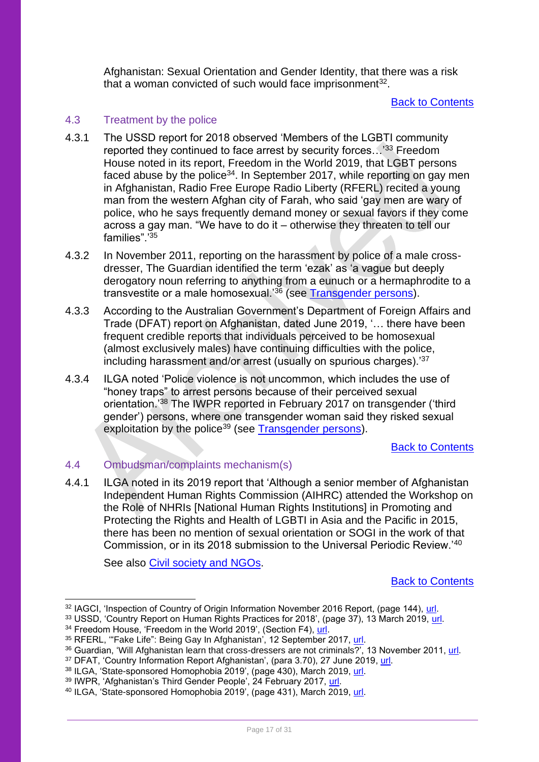Afghanistan: Sexual Orientation and Gender Identity, that there was a risk that a woman convicted of such would face imprisonment[32].

[Back to Contents](#)

### 4.3 Treatment by the police

4.3.1 The USSD report for 2018 observed 'Members of the LGBTI community reported they continued to face arrest by security forces…'[33] Freedom House noted in its report, Freedom in the World 2019, that LGBT persons faced abuse by the police[34]. In September 2017, while reporting on gay men in Afghanistan, Radio Free Europe Radio Liberty (RFERL) recited a young man from the western Afghan city of Farah, who said 'gay men are wary of police, who he says frequently demand money or sexual favors if they come across a gay man. "We have to do it – otherwise they threaten to tell our families".'[35]

4.3.2 In November 2011, reporting on the harassment by police of a male cross-dresser, The Guardian identified the term 'ezak' as 'a vague but deeply derogatory noun referring to anything from a eunuch or a hermaphrodite to a transvestite or a male homosexual.'[36] (see [Transgender persons](#)).

4.3.3 According to the Australian Government's Department of Foreign Affairs and Trade (DFAT) report on Afghanistan, dated June 2019, '… there have been frequent credible reports that individuals perceived to be homosexual (almost exclusively males) have continuing difficulties with the police, including harassment and/or arrest (usually on spurious charges).'[37]

4.3.4 ILGA noted 'Police violence is not uncommon, which includes the use of "honey traps" to arrest persons because of their perceived sexual orientation.'[38] The IWPR reported in February 2017 on transgender ('third gender') persons, where one transgender woman said they risked sexual exploitation by the police[39] (see [Transgender persons](#)).

[Back to Contents](#)

### 4.4 Ombudsman/complaints mechanism(s)

4.4.1 ILGA noted in its 2019 report that 'Although a senior member of Afghanistan Independent Human Rights Commission (AIHRC) attended the Workshop on the Role of NHRIs [National Human Rights Institutions] in Promoting and Protecting the Rights and Health of LGBTI in Asia and the Pacific in 2015, there has been no mention of sexual orientation or SOGI in the work of that Commission, or in its 2018 submission to the Universal Periodic Review.'[40]

See also [Civil society and NGOs](#).

[Back to Contents](#)

---

[32] IAGCI, 'Inspection of Country of Origin Information November 2016 Report, (page 144), [url](#).
[33] USSD, 'Country Report on Human Rights Practices for 2018', (page 37), 13 March 2019, [url](#).
[34] Freedom House, 'Freedom in the World 2019', (Section F4), [url](#).
[35] RFERL, '"Fake Life": Being Gay In Afghanistan', 12 September 2017, [url](#).
[36] Guardian, 'Will Afghanistan learn that cross-dressers are not criminals?', 13 November 2011, [url](#).
[37] DFAT, 'Country Information Report Afghanistan', (para 3.70), 27 June 2019, [url](#).
[38] ILGA, 'State-sponsored Homophobia 2019', (page 430), March 2019, [url](#).
[39] IWPR, 'Afghanistan's Third Gender People', 24 February 2017, [url](#).
[40] ILGA, 'State-sponsored Homophobia 2019', (page 431), March 2019, [url](#).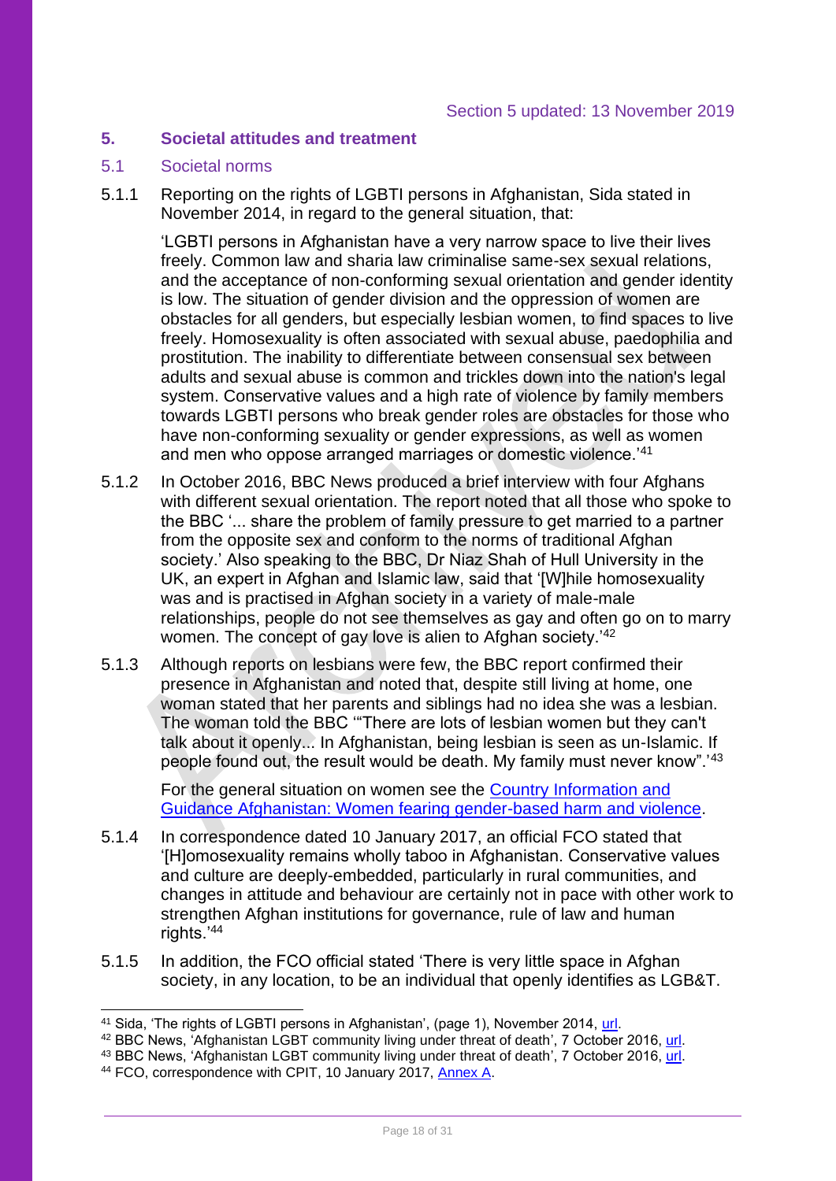Section 5 updated: 13 November 2019

## 5. Societal attitudes and treatment

### 5.1 Societal norms

5.1.1 Reporting on the rights of LGBTI persons in Afghanistan, Sida stated in November 2014, in regard to the general situation, that:

> 'LGBTI persons in Afghanistan have a very narrow space to live their lives freely. Common law and sharia law criminalise same-sex sexual relations, and the acceptance of non-conforming sexual orientation and gender identity is low. The situation of gender division and the oppression of women are obstacles for all genders, but especially lesbian women, to find spaces to live freely. Homosexuality is often associated with sexual abuse, paedophilia and prostitution. The inability to differentiate between consensual sex between adults and sexual abuse is common and trickles down into the nation's legal system. Conservative values and a high rate of violence by family members towards LGBTI persons who break gender roles are obstacles for those who have non-conforming sexuality or gender expressions, as well as women and men who oppose arranged marriages or domestic violence.'[41]

5.1.2 In October 2016, BBC News produced a brief interview with four Afghans with different sexual orientation. The report noted that all those who spoke to the BBC '... share the problem of family pressure to get married to a partner from the opposite sex and conform to the norms of traditional Afghan society.' Also speaking to the BBC, Dr Niaz Shah of Hull University in the UK, an expert in Afghan and Islamic law, said that '[W]hile homosexuality was and is practised in Afghan society in a variety of male-male relationships, people do not see themselves as gay and often go on to marry women. The concept of gay love is alien to Afghan society.'[42]

5.1.3 Although reports on lesbians were few, the BBC report confirmed their presence in Afghanistan and noted that, despite still living at home, one woman stated that her parents and siblings had no idea she was a lesbian. The woman told the BBC '"There are lots of lesbian women but they can't talk about it openly... In Afghanistan, being lesbian is seen as un-Islamic. If people found out, the result would be death. My family must never know".'[43]

For the general situation on women see the [Country Information and Guidance Afghanistan: Women fearing gender-based harm and violence](url).

5.1.4 In correspondence dated 10 January 2017, an official FCO stated that '[H]omosexuality remains wholly taboo in Afghanistan. Conservative values and culture are deeply-embedded, particularly in rural communities, and changes in attitude and behaviour are certainly not in pace with other work to strengthen Afghan institutions for governance, rule of law and human rights.'[44]

5.1.5 In addition, the FCO official stated 'There is very little space in Afghan society, in any location, to be an individual that openly identifies as LGB&T.

---

[41] Sida, 'The rights of LGBTI persons in Afghanistan', (page 1), November 2014, [url](url).

[42] BBC News, 'Afghanistan LGBT community living under threat of death', 7 October 2016, [url](url).

[43] BBC News, 'Afghanistan LGBT community living under threat of death', 7 October 2016, [url](url).

[44] FCO, correspondence with CPIT, 10 January 2017, [Annex A](url).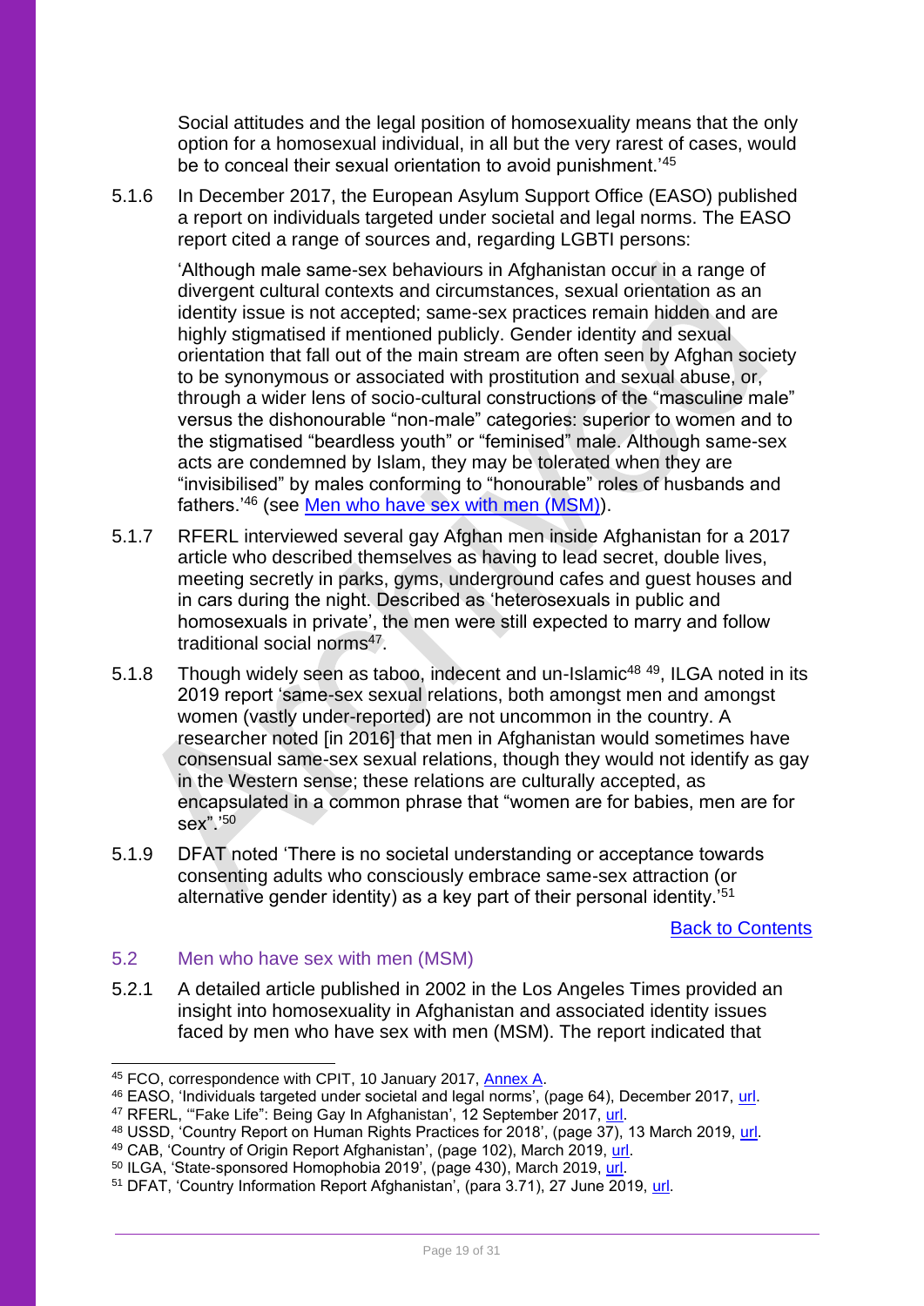Social attitudes and the legal position of homosexuality means that the only option for a homosexual individual, in all but the very rarest of cases, would be to conceal their sexual orientation to avoid punishment.'[45]

5.1.6 In December 2017, the European Asylum Support Office (EASO) published a report on individuals targeted under societal and legal norms. The EASO report cited a range of sources and, regarding LGBTI persons:

'Although male same-sex behaviours in Afghanistan occur in a range of divergent cultural contexts and circumstances, sexual orientation as an identity issue is not accepted; same-sex practices remain hidden and are highly stigmatised if mentioned publicly. Gender identity and sexual orientation that fall out of the main stream are often seen by Afghan society to be synonymous or associated with prostitution and sexual abuse, or, through a wider lens of socio-cultural constructions of the "masculine male" versus the dishonourable "non-male" categories: superior to women and to the stigmatised "beardless youth" or "feminised" male. Although same-sex acts are condemned by Islam, they may be tolerated when they are "invisibilised" by males conforming to "honourable" roles of husbands and fathers.'[46] (see Men who have sex with men (MSM)).

5.1.7 RFERL interviewed several gay Afghan men inside Afghanistan for a 2017 article who described themselves as having to lead secret, double lives, meeting secretly in parks, gyms, underground cafes and guest houses and in cars during the night. Described as 'heterosexuals in public and homosexuals in private', the men were still expected to marry and follow traditional social norms[47].

5.1.8 Though widely seen as taboo, indecent and un-Islamic[48] [49], ILGA noted in its 2019 report 'same-sex sexual relations, both amongst men and amongst women (vastly under-reported) are not uncommon in the country. A researcher noted [in 2016] that men in Afghanistan would sometimes have consensual same-sex sexual relations, though they would not identify as gay in the Western sense; these relations are culturally accepted, as encapsulated in a common phrase that "women are for babies, men are for sex".'[50]

5.1.9 DFAT noted 'There is no societal understanding or acceptance towards consenting adults who consciously embrace same-sex attraction (or alternative gender identity) as a key part of their personal identity.'[51]

Back to Contents

## 5.2 Men who have sex with men (MSM)

5.2.1 A detailed article published in 2002 in the Los Angeles Times provided an insight into homosexuality in Afghanistan and associated identity issues faced by men who have sex with men (MSM). The report indicated that

---

[45] FCO, correspondence with CPIT, 10 January 2017, Annex A.

[46] EASO, 'Individuals targeted under societal and legal norms', (page 64), December 2017, url.

[47] RFERL, '"Fake Life": Being Gay In Afghanistan', 12 September 2017, url.

[48] USSD, 'Country Report on Human Rights Practices for 2018', (page 37), 13 March 2019, url.

[49] CAB, 'Country of Origin Report Afghanistan', (page 102), March 2019, url.

[50] ILGA, 'State-sponsored Homophobia 2019', (page 430), March 2019, url.

[51] DFAT, 'Country Information Report Afghanistan', (para 3.71), 27 June 2019, url.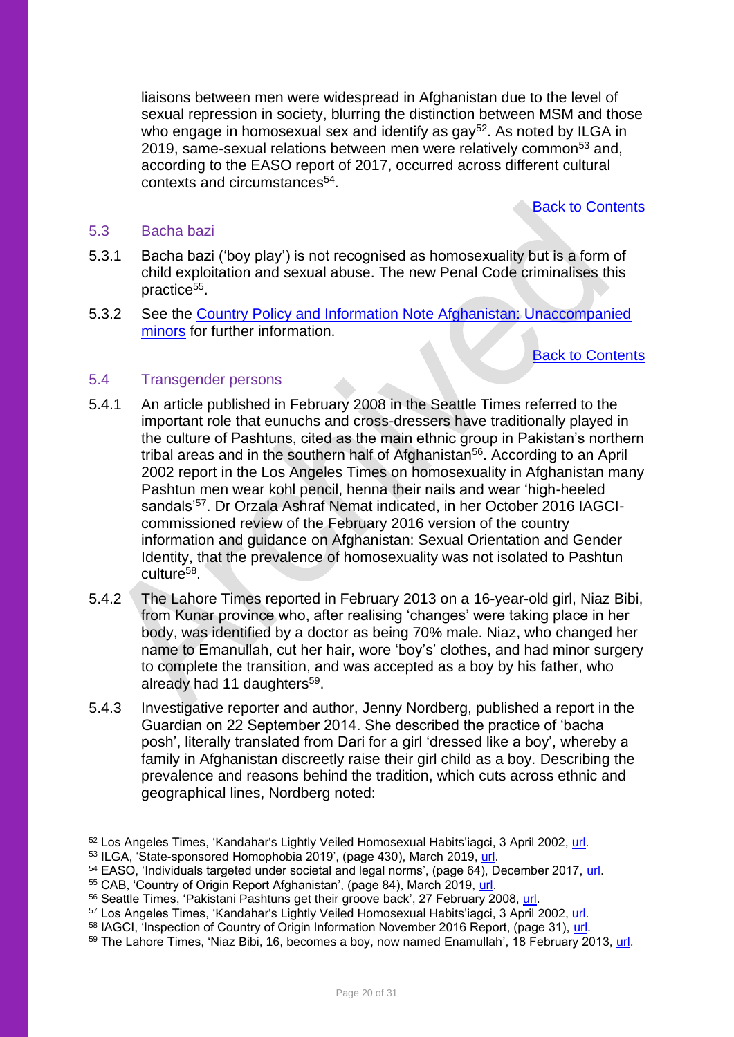liaisons between men were widespread in Afghanistan due to the level of sexual repression in society, blurring the distinction between MSM and those who engage in homosexual sex and identify as gay[52]. As noted by ILGA in 2019, same-sexual relations between men were relatively common[53] and, according to the EASO report of 2017, occurred across different cultural contexts and circumstances[54].

[Back to Contents]

## 5.3 Bacha bazi

5.3.1 Bacha bazi ('boy play') is not recognised as homosexuality but is a form of child exploitation and sexual abuse. The new Penal Code criminalises this practice[55].

5.3.2 See the [Country Policy and Information Note Afghanistan: Unaccompanied minors] for further information.

[Back to Contents]

## 5.4 Transgender persons

5.4.1 An article published in February 2008 in the Seattle Times referred to the important role that eunuchs and cross-dressers have traditionally played in the culture of Pashtuns, cited as the main ethnic group in Pakistan's northern tribal areas and in the southern half of Afghanistan[56]. According to an April 2002 report in the Los Angeles Times on homosexuality in Afghanistan many Pashtun men wear kohl pencil, henna their nails and wear 'high-heeled sandals'[57]. Dr Orzala Ashraf Nemat indicated, in her October 2016 IAGCI-commissioned review of the February 2016 version of the country information and guidance on Afghanistan: Sexual Orientation and Gender Identity, that the prevalence of homosexuality was not isolated to Pashtun culture[58].

5.4.2 The Lahore Times reported in February 2013 on a 16-year-old girl, Niaz Bibi, from Kunar province who, after realising 'changes' were taking place in her body, was identified by a doctor as being 70% male. Niaz, who changed her name to Emanullah, cut her hair, wore 'boy's' clothes, and had minor surgery to complete the transition, and was accepted as a boy by his father, who already had 11 daughters[59].

5.4.3 Investigative reporter and author, Jenny Nordberg, published a report in the Guardian on 22 September 2014. She described the practice of 'bacha posh', literally translated from Dari for a girl 'dressed like a boy', whereby a family in Afghanistan discreetly raise their girl child as a boy. Describing the prevalence and reasons behind the tradition, which cuts across ethnic and geographical lines, Nordberg noted:

---

[52] Los Angeles Times, 'Kandahar's Lightly Veiled Homosexual Habits'iagci, 3 April 2002, url.
[53] ILGA, 'State-sponsored Homophobia 2019', (page 430), March 2019, url.
[54] EASO, 'Individuals targeted under societal and legal norms', (page 64), December 2017, url.
[55] CAB, 'Country of Origin Report Afghanistan', (page 84), March 2019, url.
[56] Seattle Times, 'Pakistani Pashtuns get their groove back', 27 February 2008, url.
[57] Los Angeles Times, 'Kandahar's Lightly Veiled Homosexual Habits'iagci, 3 April 2002, url.
[58] IAGCI, 'Inspection of Country of Origin Information November 2016 Report, (page 31), url.
[59] The Lahore Times, 'Niaz Bibi, 16, becomes a boy, now named Enamullah', 18 February 2013, url.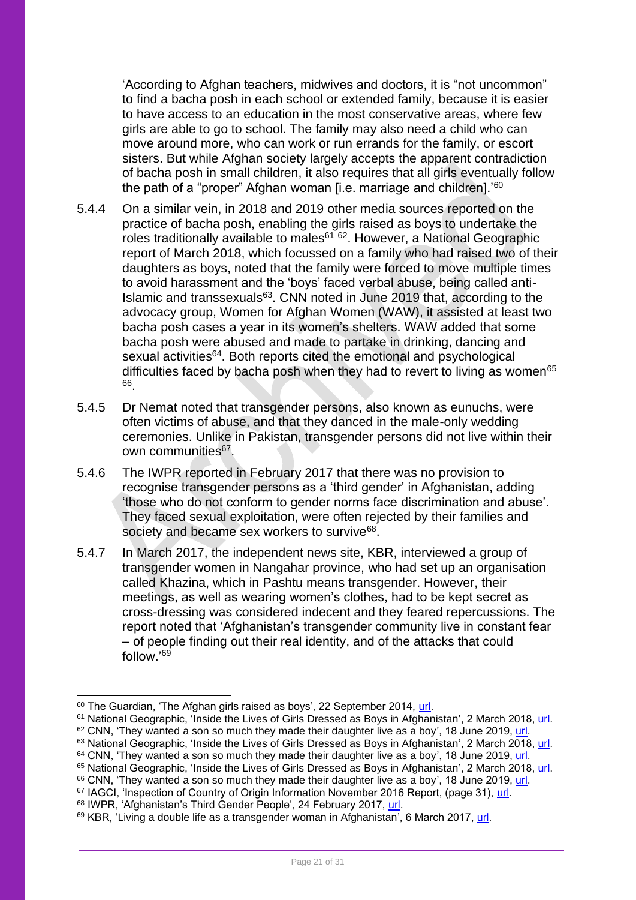'According to Afghan teachers, midwives and doctors, it is "not uncommon" to find a bacha posh in each school or extended family, because it is easier to have access to an education in the most conservative areas, where few girls are able to go to school. The family may also need a child who can move around more, who can work or run errands for the family, or escort sisters. But while Afghan society largely accepts the apparent contradiction of bacha posh in small children, it also requires that all girls eventually follow the path of a "proper" Afghan woman [i.e. marriage and children].'[60]

5.4.4 On a similar vein, in 2018 and 2019 other media sources reported on the practice of bacha posh, enabling the girls raised as boys to undertake the roles traditionally available to males[61] [62]. However, a National Geographic report of March 2018, which focussed on a family who had raised two of their daughters as boys, noted that the family were forced to move multiple times to avoid harassment and the 'boys' faced verbal abuse, being called anti-Islamic and transsexuals[63]. CNN noted in June 2019 that, according to the advocacy group, Women for Afghan Women (WAW), it assisted at least two bacha posh cases a year in its women's shelters. WAW added that some bacha posh were abused and made to partake in drinking, dancing and sexual activities[64]. Both reports cited the emotional and psychological difficulties faced by bacha posh when they had to revert to living as women[65] [66].

5.4.5 Dr Nemat noted that transgender persons, also known as eunuchs, were often victims of abuse, and that they danced in the male-only wedding ceremonies. Unlike in Pakistan, transgender persons did not live within their own communities[67].

5.4.6 The IWPR reported in February 2017 that there was no provision to recognise transgender persons as a 'third gender' in Afghanistan, adding 'those who do not conform to gender norms face discrimination and abuse'. They faced sexual exploitation, were often rejected by their families and society and became sex workers to survive[68].

5.4.7 In March 2017, the independent news site, KBR, interviewed a group of transgender women in Nangahar province, who had set up an organisation called Khazina, which in Pashtu means transgender. However, their meetings, as well as wearing women's clothes, had to be kept secret as cross-dressing was considered indecent and they feared repercussions. The report noted that 'Afghanistan's transgender community live in constant fear – of people finding out their real identity, and of the attacks that could follow.'[69]

---

[60] The Guardian, 'The Afghan girls raised as boys', 22 September 2014, url.
[61] National Geographic, 'Inside the Lives of Girls Dressed as Boys in Afghanistan', 2 March 2018, url.
[62] CNN, 'They wanted a son so much they made their daughter live as a boy', 18 June 2019, url.
[63] National Geographic, 'Inside the Lives of Girls Dressed as Boys in Afghanistan', 2 March 2018, url.
[64] CNN, 'They wanted a son so much they made their daughter live as a boy', 18 June 2019, url.
[65] National Geographic, 'Inside the Lives of Girls Dressed as Boys in Afghanistan', 2 March 2018, url.
[66] CNN, 'They wanted a son so much they made their daughter live as a boy', 18 June 2019, url.
[67] IAGCI, 'Inspection of Country of Origin Information November 2016 Report, (page 31), url.
[68] IWPR, 'Afghanistan's Third Gender People', 24 February 2017, url.
[69] KBR, 'Living a double life as a transgender woman in Afghanistan', 6 March 2017, url.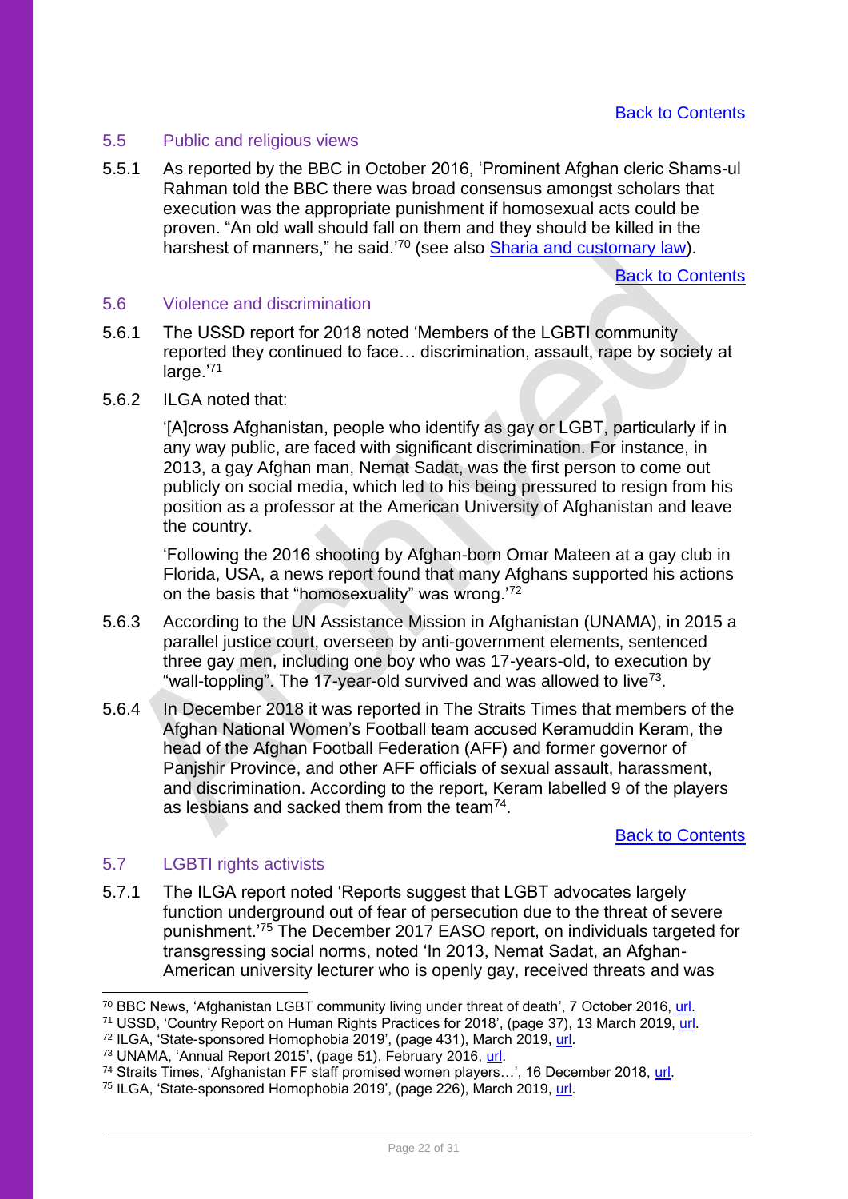[Back to Contents]

## 5.5 Public and religious views

5.5.1 As reported by the BBC in October 2016, 'Prominent Afghan cleric Shams-ul Rahman told the BBC there was broad consensus amongst scholars that execution was the appropriate punishment if homosexual acts could be proven. "An old wall should fall on them and they should be killed in the harshest of manners," he said.'[70] (see also Sharia and customary law).

[Back to Contents]

## 5.6 Violence and discrimination

5.6.1 The USSD report for 2018 noted 'Members of the LGBTI community reported they continued to face… discrimination, assault, rape by society at large.'[71]

5.6.2 ILGA noted that:

> '[A]cross Afghanistan, people who identify as gay or LGBT, particularly if in any way public, are faced with significant discrimination. For instance, in 2013, a gay Afghan man, Nemat Sadat, was the first person to come out publicly on social media, which led to his being pressured to resign from his position as a professor at the American University of Afghanistan and leave the country.
>
> 'Following the 2016 shooting by Afghan-born Omar Mateen at a gay club in Florida, USA, a news report found that many Afghans supported his actions on the basis that "homosexuality" was wrong.'[72]

5.6.3 According to the UN Assistance Mission in Afghanistan (UNAMA), in 2015 a parallel justice court, overseen by anti-government elements, sentenced three gay men, including one boy who was 17-years-old, to execution by "wall-toppling". The 17-year-old survived and was allowed to live[73].

5.6.4 In December 2018 it was reported in The Straits Times that members of the Afghan National Women's Football team accused Keramuddin Keram, the head of the Afghan Football Federation (AFF) and former governor of Panjshir Province, and other AFF officials of sexual assault, harassment, and discrimination. According to the report, Keram labelled 9 of the players as lesbians and sacked them from the team[74].

[Back to Contents]

## 5.7 LGBTI rights activists

5.7.1 The ILGA report noted 'Reports suggest that LGBT advocates largely function underground out of fear of persecution due to the threat of severe punishment.'[75] The December 2017 EASO report, on individuals targeted for transgressing social norms, noted 'In 2013, Nemat Sadat, an Afghan-American university lecturer who is openly gay, received threats and was

---

[70] BBC News, 'Afghanistan LGBT community living under threat of death', 7 October 2016, url.

[71] USSD, 'Country Report on Human Rights Practices for 2018', (page 37), 13 March 2019, url.

[72] ILGA, 'State-sponsored Homophobia 2019', (page 431), March 2019, url.

[73] UNAMA, 'Annual Report 2015', (page 51), February 2016, url.

[74] Straits Times, 'Afghanistan FF staff promised women players…', 16 December 2018, url.

[75] ILGA, 'State-sponsored Homophobia 2019', (page 226), March 2019, url.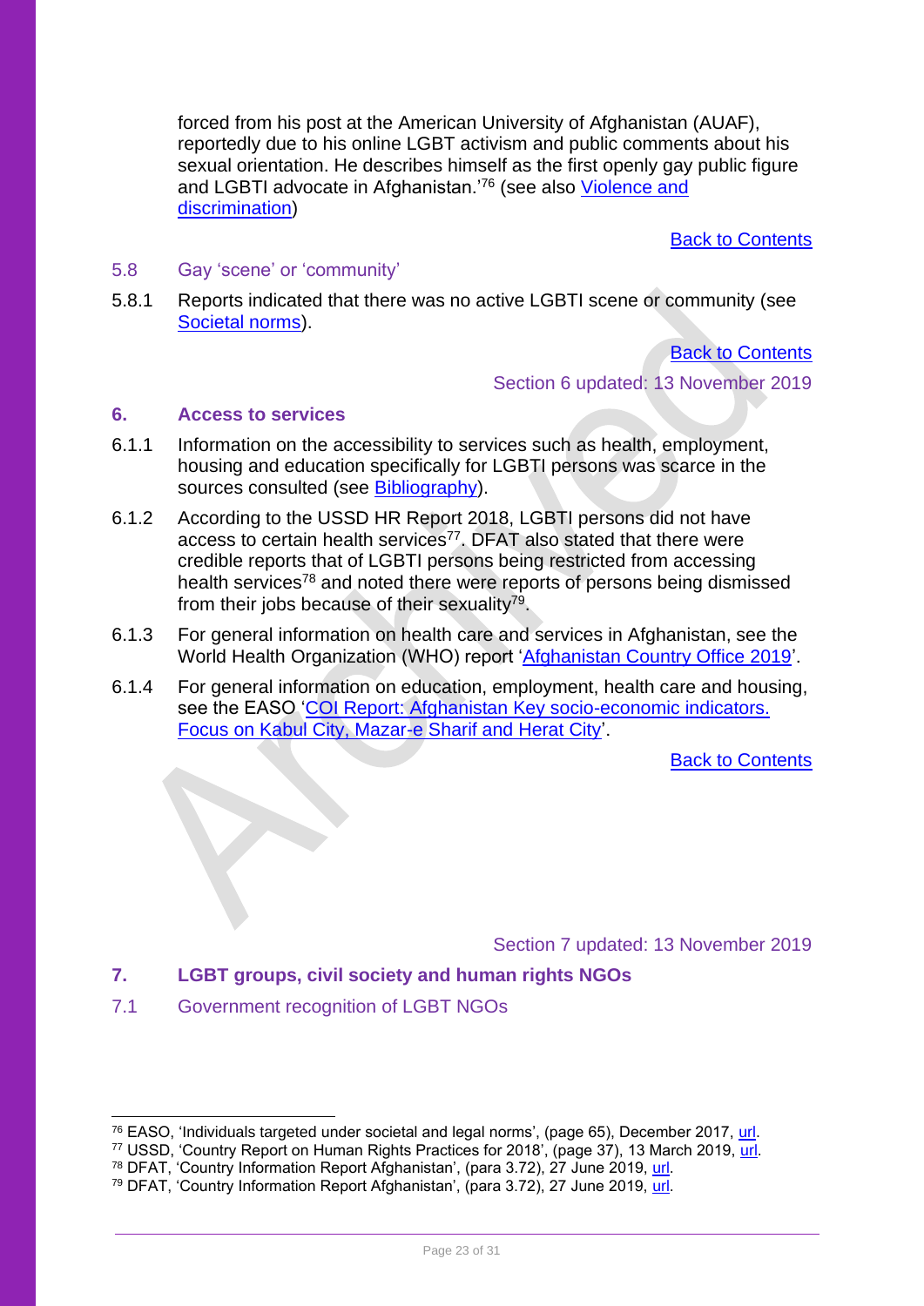forced from his post at the American University of Afghanistan (AUAF), reportedly due to his online LGBT activism and public comments about his sexual orientation. He describes himself as the first openly gay public figure and LGBTI advocate in Afghanistan.'[76] (see also Violence and discrimination)

Back to Contents

### 5.8 Gay 'scene' or 'community'

5.8.1 Reports indicated that there was no active LGBTI scene or community (see Societal norms).

Back to Contents

Section 6 updated: 13 November 2019

## 6. Access to services

6.1.1 Information on the accessibility to services such as health, employment, housing and education specifically for LGBTI persons was scarce in the sources consulted (see Bibliography).

6.1.2 According to the USSD HR Report 2018, LGBTI persons did not have access to certain health services[77]. DFAT also stated that there were credible reports that of LGBTI persons being restricted from accessing health services[78] and noted there were reports of persons being dismissed from their jobs because of their sexuality[79].

6.1.3 For general information on health care and services in Afghanistan, see the World Health Organization (WHO) report 'Afghanistan Country Office 2019'.

6.1.4 For general information on education, employment, health care and housing, see the EASO 'COI Report: Afghanistan Key socio-economic indicators. Focus on Kabul City, Mazar-e Sharif and Herat City'.

Back to Contents

Section 7 updated: 13 November 2019

## 7. LGBT groups, civil society and human rights NGOs

### 7.1 Government recognition of LGBT NGOs

---

[76] EASO, 'Individuals targeted under societal and legal norms', (page 65), December 2017, url.

[77] USSD, 'Country Report on Human Rights Practices for 2018', (page 37), 13 March 2019, url.

[78] DFAT, 'Country Information Report Afghanistan', (para 3.72), 27 June 2019, url.

[79] DFAT, 'Country Information Report Afghanistan', (para 3.72), 27 June 2019, url.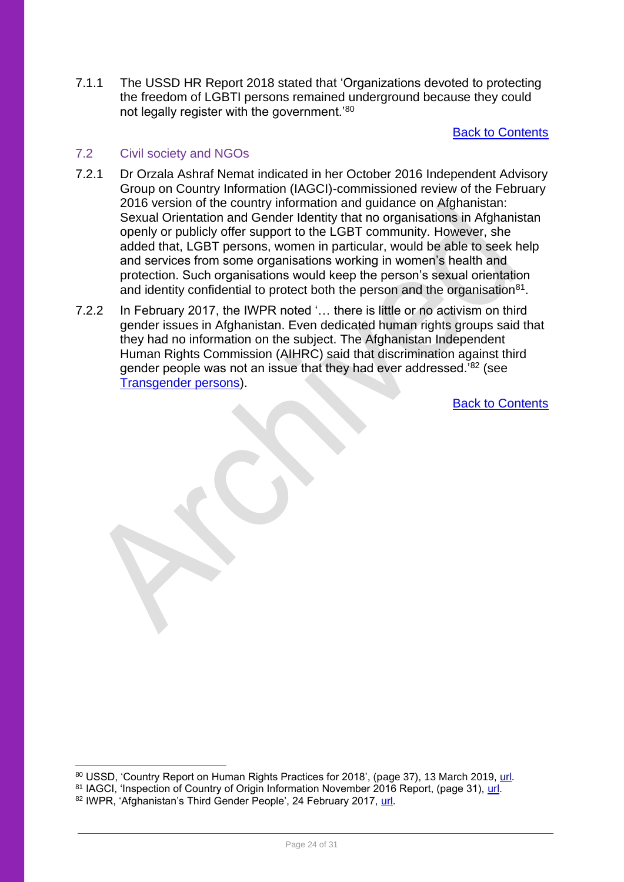7.1.1 The USSD HR Report 2018 stated that 'Organizations devoted to protecting the freedom of LGBTI persons remained underground because they could not legally register with the government.'[80]

Back to Contents

## 7.2 Civil society and NGOs

7.2.1 Dr Orzala Ashraf Nemat indicated in her October 2016 Independent Advisory Group on Country Information (IAGCI)-commissioned review of the February 2016 version of the country information and guidance on Afghanistan: Sexual Orientation and Gender Identity that no organisations in Afghanistan openly or publicly offer support to the LGBT community. However, she added that, LGBT persons, women in particular, would be able to seek help and services from some organisations working in women's health and protection. Such organisations would keep the person's sexual orientation and identity confidential to protect both the person and the organisation[81].

7.2.2 In February 2017, the IWPR noted '… there is little or no activism on third gender issues in Afghanistan. Even dedicated human rights groups said that they had no information on the subject. The Afghanistan Independent Human Rights Commission (AIHRC) said that discrimination against third gender people was not an issue that they had ever addressed.'[82] (see Transgender persons).

Back to Contents

---

[80] USSD, 'Country Report on Human Rights Practices for 2018', (page 37), 13 March 2019, url.

[81] IAGCI, 'Inspection of Country of Origin Information November 2016 Report, (page 31), url.

[82] IWPR, 'Afghanistan's Third Gender People', 24 February 2017, url.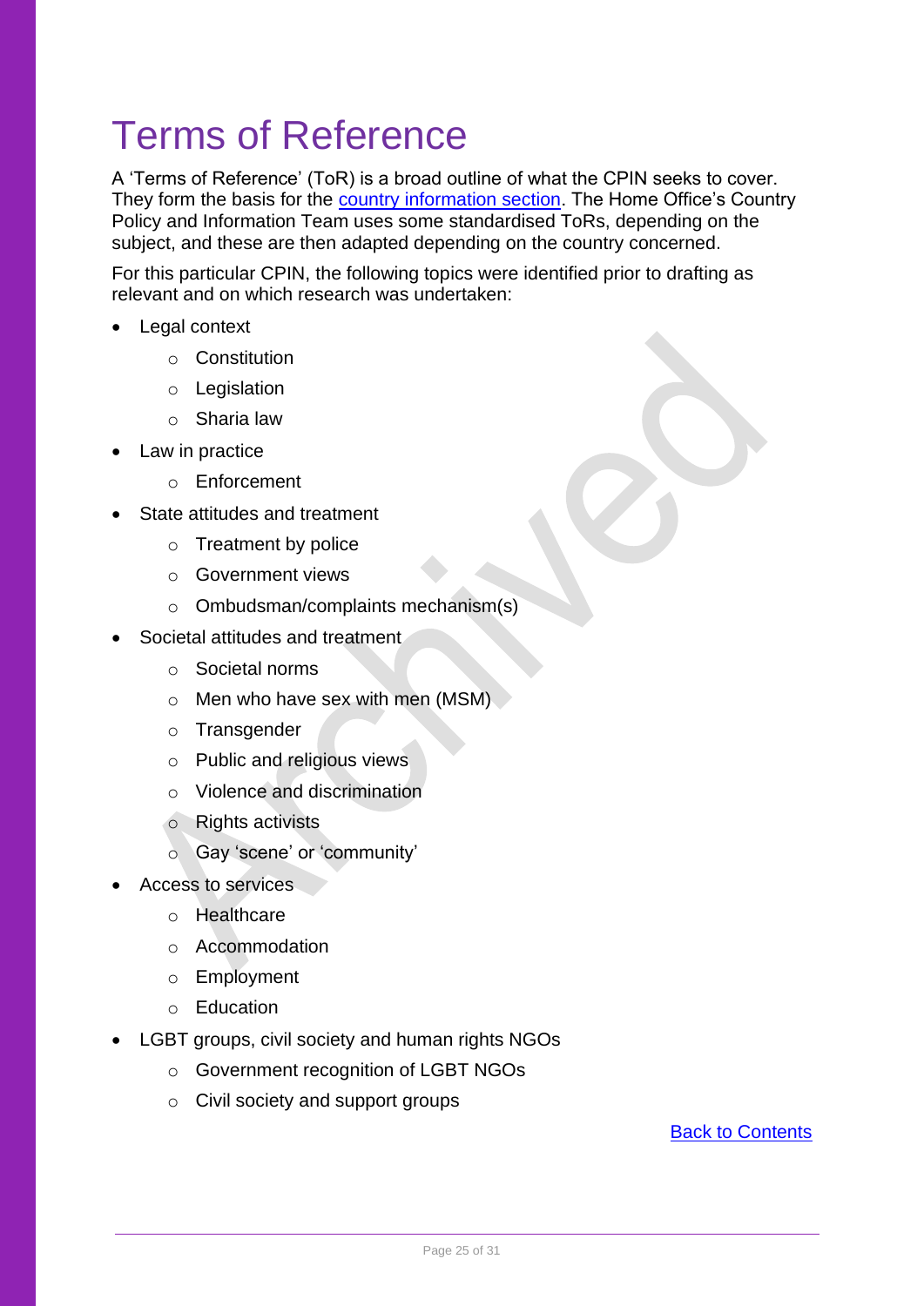# Terms of Reference

A 'Terms of Reference' (ToR) is a broad outline of what the CPIN seeks to cover. They form the basis for the country information section. The Home Office's Country Policy and Information Team uses some standardised ToRs, depending on the subject, and these are then adapted depending on the country concerned.

For this particular CPIN, the following topics were identified prior to drafting as relevant and on which research was undertaken:

- Legal context
    - Constitution
    - Legislation
    - Sharia law
- Law in practice
    - Enforcement
- State attitudes and treatment
    - Treatment by police
    - Government views
    - Ombudsman/complaints mechanism(s)
- Societal attitudes and treatment
    - Societal norms
    - Men who have sex with men (MSM)
    - Transgender
    - Public and religious views
    - Violence and discrimination
    - Rights activists
    - Gay 'scene' or 'community'
- Access to services
    - Healthcare
    - Accommodation
    - Employment
    - Education
- LGBT groups, civil society and human rights NGOs
    - Government recognition of LGBT NGOs
    - Civil society and support groups

Back to Contents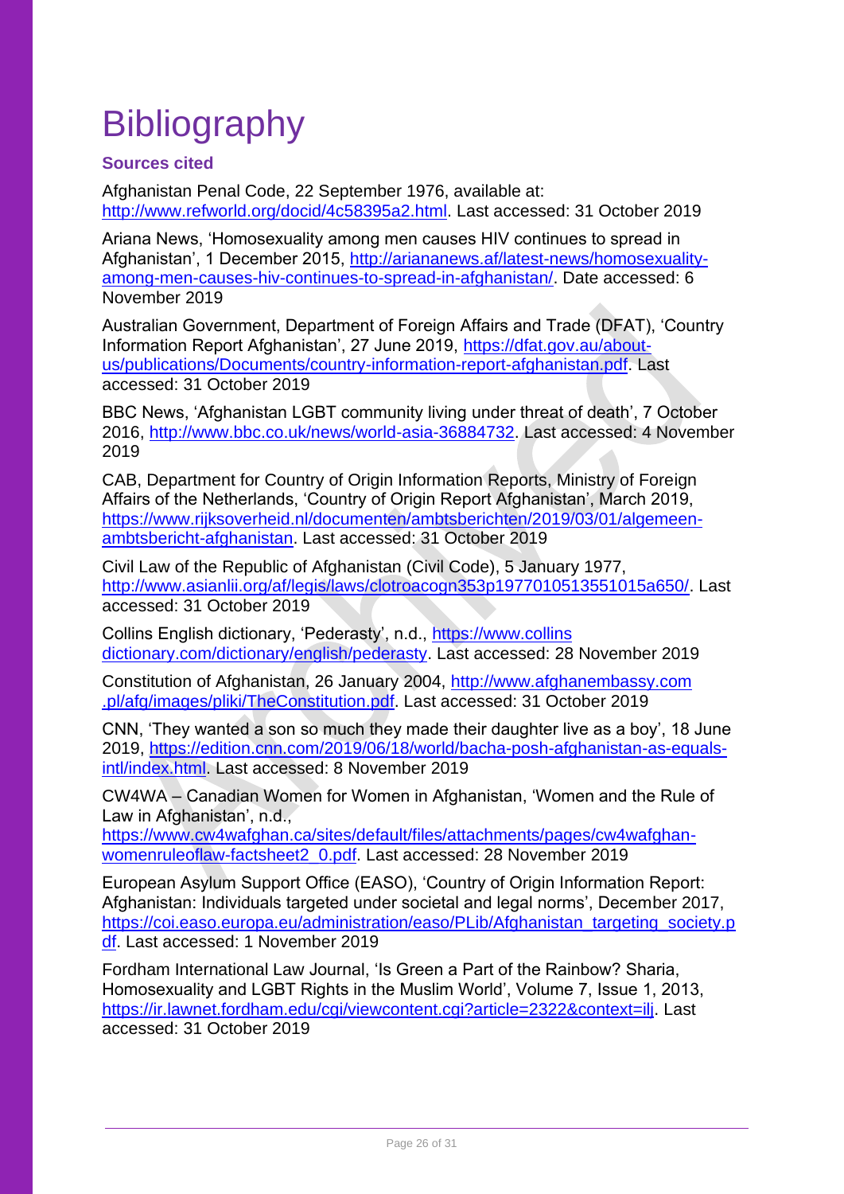# Bibliography

### Sources cited

Afghanistan Penal Code, 22 September 1976, available at: http://www.refworld.org/docid/4c58395a2.html. Last accessed: 31 October 2019

Ariana News, 'Homosexuality among men causes HIV continues to spread in Afghanistan', 1 December 2015, http://ariananews.af/latest-news/homosexuality-among-men-causes-hiv-continues-to-spread-in-afghanistan/. Date accessed: 6 November 2019

Australian Government, Department of Foreign Affairs and Trade (DFAT), 'Country Information Report Afghanistan', 27 June 2019, https://dfat.gov.au/about-us/publications/Documents/country-information-report-afghanistan.pdf. Last accessed: 31 October 2019

BBC News, 'Afghanistan LGBT community living under threat of death', 7 October 2016, http://www.bbc.co.uk/news/world-asia-36884732. Last accessed: 4 November 2019

CAB, Department for Country of Origin Information Reports, Ministry of Foreign Affairs of the Netherlands, 'Country of Origin Report Afghanistan', March 2019, https://www.rijksoverheid.nl/documenten/ambtsberichten/2019/03/01/algemeen-ambtsbericht-afghanistan. Last accessed: 31 October 2019

Civil Law of the Republic of Afghanistan (Civil Code), 5 January 1977, http://www.asianlii.org/af/legis/laws/clotroacogn353p1977010513551015a650/. Last accessed: 31 October 2019

Collins English dictionary, 'Pederasty', n.d., https://www.collins dictionary.com/dictionary/english/pederasty. Last accessed: 28 November 2019

Constitution of Afghanistan, 26 January 2004, http://www.afghanembassy.com .pl/afg/images/pliki/TheConstitution.pdf. Last accessed: 31 October 2019

CNN, 'They wanted a son so much they made their daughter live as a boy', 18 June 2019, https://edition.cnn.com/2019/06/18/world/bacha-posh-afghanistan-as-equals-intl/index.html. Last accessed: 8 November 2019

CW4WA – Canadian Women for Women in Afghanistan, 'Women and the Rule of Law in Afghanistan', n.d., https://www.cw4wafghan.ca/sites/default/files/attachments/pages/cw4wafghan-womenruleoflaw-factsheet2_0.pdf. Last accessed: 28 November 2019

European Asylum Support Office (EASO), 'Country of Origin Information Report: Afghanistan: Individuals targeted under societal and legal norms', December 2017, https://coi.easo.europa.eu/administration/easo/PLib/Afghanistan_targeting_society.pdf. Last accessed: 1 November 2019

Fordham International Law Journal, 'Is Green a Part of the Rainbow? Sharia, Homosexuality and LGBT Rights in the Muslim World', Volume 7, Issue 1, 2013, https://ir.lawnet.fordham.edu/cgi/viewcontent.cgi?article=2322&context=ilj. Last accessed: 31 October 2019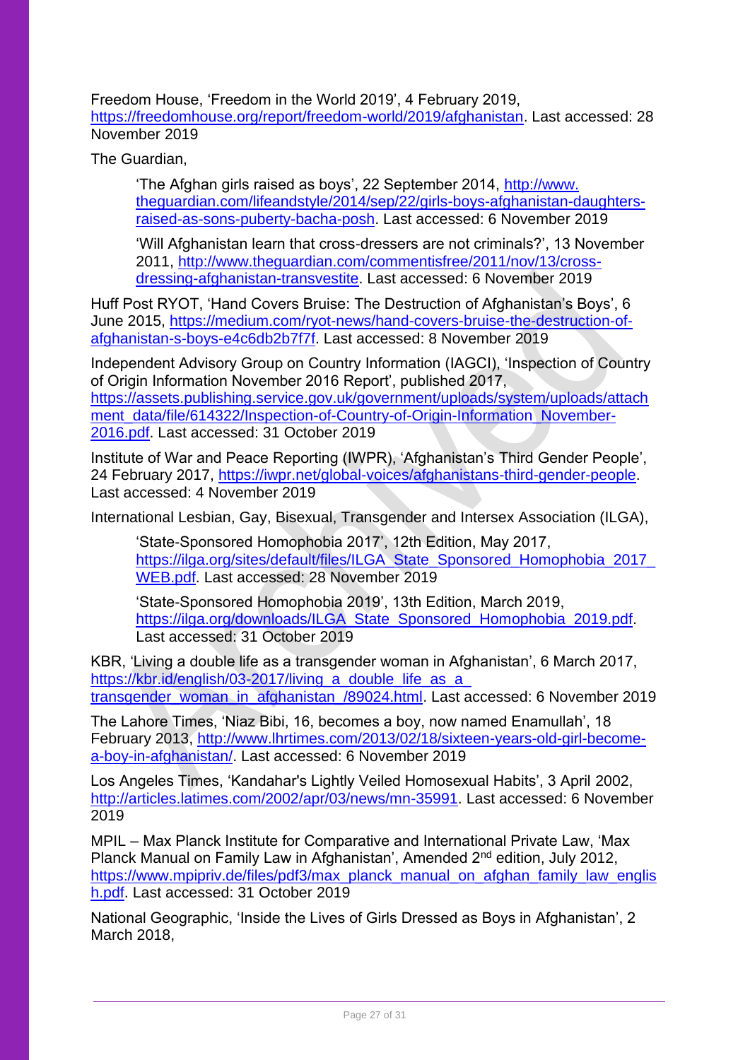Freedom House, 'Freedom in the World 2019', 4 February 2019, https://freedomhouse.org/report/freedom-world/2019/afghanistan. Last accessed: 28 November 2019

The Guardian,

> 'The Afghan girls raised as boys', 22 September 2014, http://www.theguardian.com/lifeandstyle/2014/sep/22/girls-boys-afghanistan-daughters-raised-as-sons-puberty-bacha-posh. Last accessed: 6 November 2019
>
> 'Will Afghanistan learn that cross-dressers are not criminals?', 13 November 2011, http://www.theguardian.com/commentisfree/2011/nov/13/cross-dressing-afghanistan-transvestite. Last accessed: 6 November 2019

Huff Post RYOT, 'Hand Covers Bruise: The Destruction of Afghanistan's Boys', 6 June 2015, https://medium.com/ryot-news/hand-covers-bruise-the-destruction-of-afghanistan-s-boys-e4c6db2b7f7f. Last accessed: 8 November 2019

Independent Advisory Group on Country Information (IAGCI), 'Inspection of Country of Origin Information November 2016 Report', published 2017, https://assets.publishing.service.gov.uk/government/uploads/system/uploads/attachment_data/file/614322/Inspection-of-Country-of-Origin-Information_November-2016.pdf. Last accessed: 31 October 2019

Institute of War and Peace Reporting (IWPR), 'Afghanistan's Third Gender People', 24 February 2017, https://iwpr.net/global-voices/afghanistans-third-gender-people. Last accessed: 4 November 2019

International Lesbian, Gay, Bisexual, Transgender and Intersex Association (ILGA),

> 'State-Sponsored Homophobia 2017', 12th Edition, May 2017, https://ilga.org/sites/default/files/ILGA_State_Sponsored_Homophobia_2017_WEB.pdf. Last accessed: 28 November 2019
>
> 'State-Sponsored Homophobia 2019', 13th Edition, March 2019, https://ilga.org/downloads/ILGA_State_Sponsored_Homophobia_2019.pdf. Last accessed: 31 October 2019

KBR, 'Living a double life as a transgender woman in Afghanistan', 6 March 2017, https://kbr.id/english/03-2017/living_a_double_life_as_a_transgender_woman_in_afghanistan_/89024.html. Last accessed: 6 November 2019

The Lahore Times, 'Niaz Bibi, 16, becomes a boy, now named Enamullah', 18 February 2013, http://www.lhrtimes.com/2013/02/18/sixteen-years-old-girl-become-a-boy-in-afghanistan/. Last accessed: 6 November 2019

Los Angeles Times, 'Kandahar's Lightly Veiled Homosexual Habits', 3 April 2002, http://articles.latimes.com/2002/apr/03/news/mn-35991. Last accessed: 6 November 2019

MPIL – Max Planck Institute for Comparative and International Private Law, 'Max Planck Manual on Family Law in Afghanistan', Amended 2nd edition, July 2012, https://www.mpipriv.de/files/pdf3/max_planck_manual_on_afghan_family_law_english.pdf. Last accessed: 31 October 2019

National Geographic, 'Inside the Lives of Girls Dressed as Boys in Afghanistan', 2 March 2018,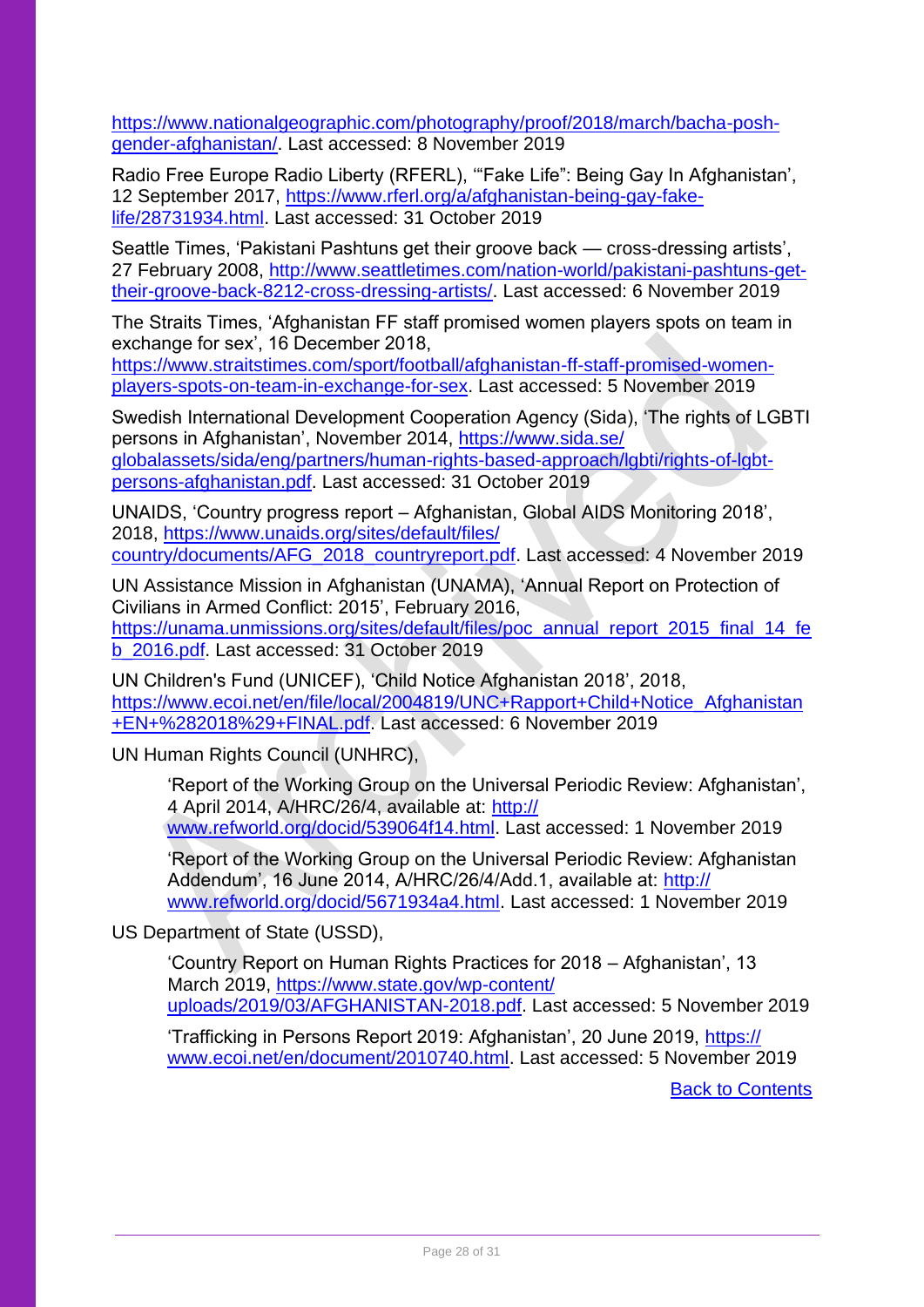https://www.nationalgeographic.com/photography/proof/2018/march/bacha-posh-gender-afghanistan/. Last accessed: 8 November 2019

Radio Free Europe Radio Liberty (RFERL), '"Fake Life": Being Gay In Afghanistan', 12 September 2017, https://www.rferl.org/a/afghanistan-being-gay-fake-life/28731934.html. Last accessed: 31 October 2019

Seattle Times, 'Pakistani Pashtuns get their groove back — cross-dressing artists', 27 February 2008, http://www.seattletimes.com/nation-world/pakistani-pashtuns-get-their-groove-back-8212-cross-dressing-artists/. Last accessed: 6 November 2019

The Straits Times, 'Afghanistan FF staff promised women players spots on team in exchange for sex', 16 December 2018, https://www.straitstimes.com/sport/football/afghanistan-ff-staff-promised-women-players-spots-on-team-in-exchange-for-sex. Last accessed: 5 November 2019

Swedish International Development Cooperation Agency (Sida), 'The rights of LGBTI persons in Afghanistan', November 2014, https://www.sida.se/globalassets/sida/eng/partners/human-rights-based-approach/lgbti/rights-of-lgbt-persons-afghanistan.pdf. Last accessed: 31 October 2019

UNAIDS, 'Country progress report – Afghanistan, Global AIDS Monitoring 2018', 2018, https://www.unaids.org/sites/default/files/country/documents/AFG_2018_countryreport.pdf. Last accessed: 4 November 2019

UN Assistance Mission in Afghanistan (UNAMA), 'Annual Report on Protection of Civilians in Armed Conflict: 2015', February 2016, https://unama.unmissions.org/sites/default/files/poc_annual_report_2015_final_14_feb_2016.pdf. Last accessed: 31 October 2019

UN Children's Fund (UNICEF), 'Child Notice Afghanistan 2018', 2018, https://www.ecoi.net/en/file/local/2004819/UNC+Rapport+Child+Notice_Afghanistan+EN+%282018%29+FINAL.pdf. Last accessed: 6 November 2019

UN Human Rights Council (UNHRC),

> 'Report of the Working Group on the Universal Periodic Review: Afghanistan', 4 April 2014, A/HRC/26/4, available at: http://www.refworld.org/docid/539064f14.html. Last accessed: 1 November 2019
>
> 'Report of the Working Group on the Universal Periodic Review: Afghanistan Addendum', 16 June 2014, A/HRC/26/4/Add.1, available at: http://www.refworld.org/docid/5671934a4.html. Last accessed: 1 November 2019

US Department of State (USSD),

> 'Country Report on Human Rights Practices for 2018 – Afghanistan', 13 March 2019, https://www.state.gov/wp-content/uploads/2019/03/AFGHANISTAN-2018.pdf. Last accessed: 5 November 2019
>
> 'Trafficking in Persons Report 2019: Afghanistan', 20 June 2019, https://www.ecoi.net/en/document/2010740.html. Last accessed: 5 November 2019

Back to Contents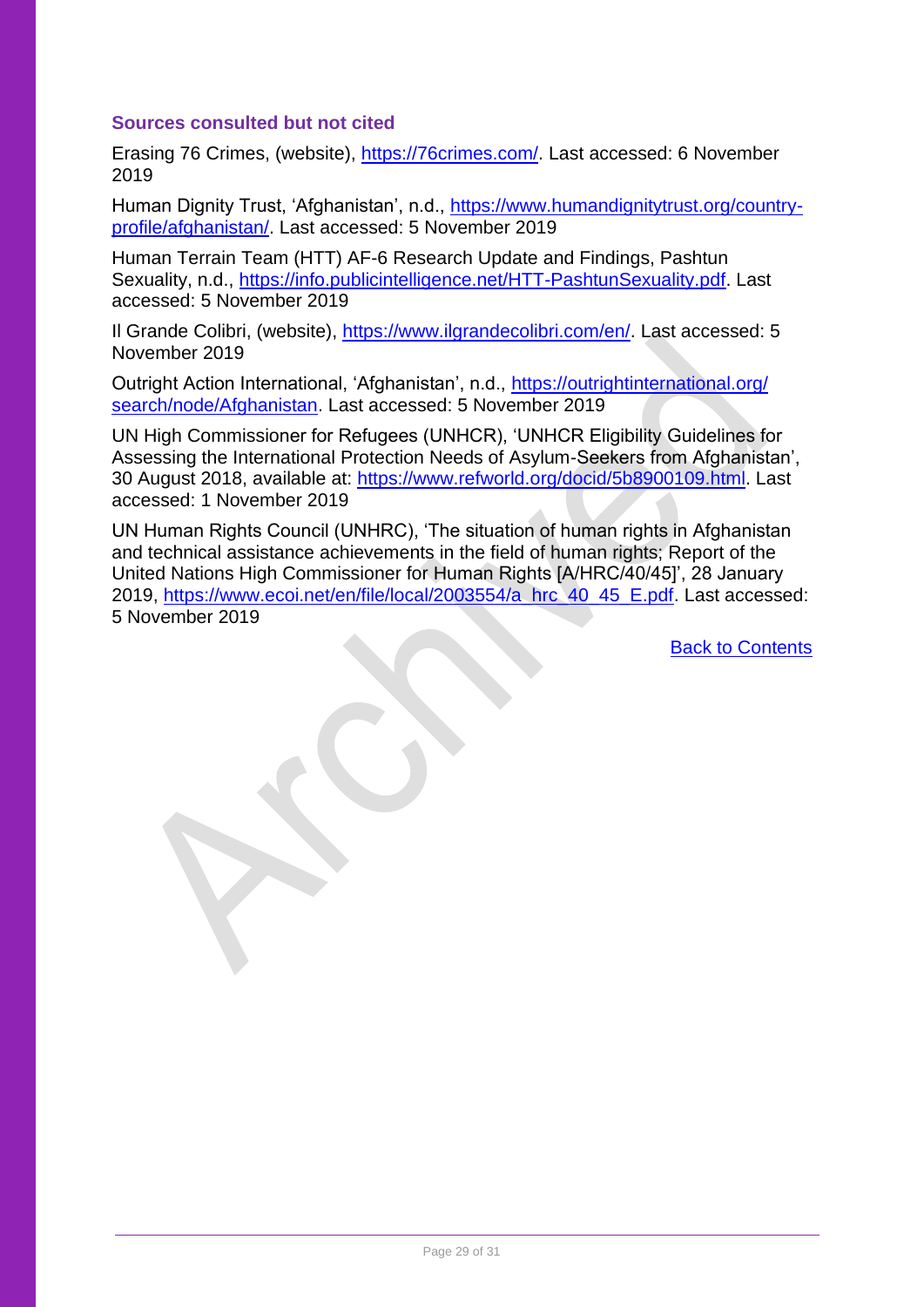### Sources consulted but not cited

Erasing 76 Crimes, (website), https://76crimes.com/. Last accessed: 6 November 2019

Human Dignity Trust, 'Afghanistan', n.d., https://www.humandignitytrust.org/country-profile/afghanistan/. Last accessed: 5 November 2019

Human Terrain Team (HTT) AF-6 Research Update and Findings, Pashtun Sexuality, n.d., https://info.publicintelligence.net/HTT-PashtunSexuality.pdf. Last accessed: 5 November 2019

Il Grande Colibri, (website), https://www.ilgrandecolibri.com/en/. Last accessed: 5 November 2019

Outright Action International, 'Afghanistan', n.d., https://outrightinternational.org/search/node/Afghanistan. Last accessed: 5 November 2019

UN High Commissioner for Refugees (UNHCR), 'UNHCR Eligibility Guidelines for Assessing the International Protection Needs of Asylum-Seekers from Afghanistan', 30 August 2018, available at: https://www.refworld.org/docid/5b8900109.html. Last accessed: 1 November 2019

UN Human Rights Council (UNHRC), 'The situation of human rights in Afghanistan and technical assistance achievements in the field of human rights; Report of the United Nations High Commissioner for Human Rights [A/HRC/40/45]', 28 January 2019, https://www.ecoi.net/en/file/local/2003554/a_hrc_40_45_E.pdf. Last accessed: 5 November 2019

Back to Contents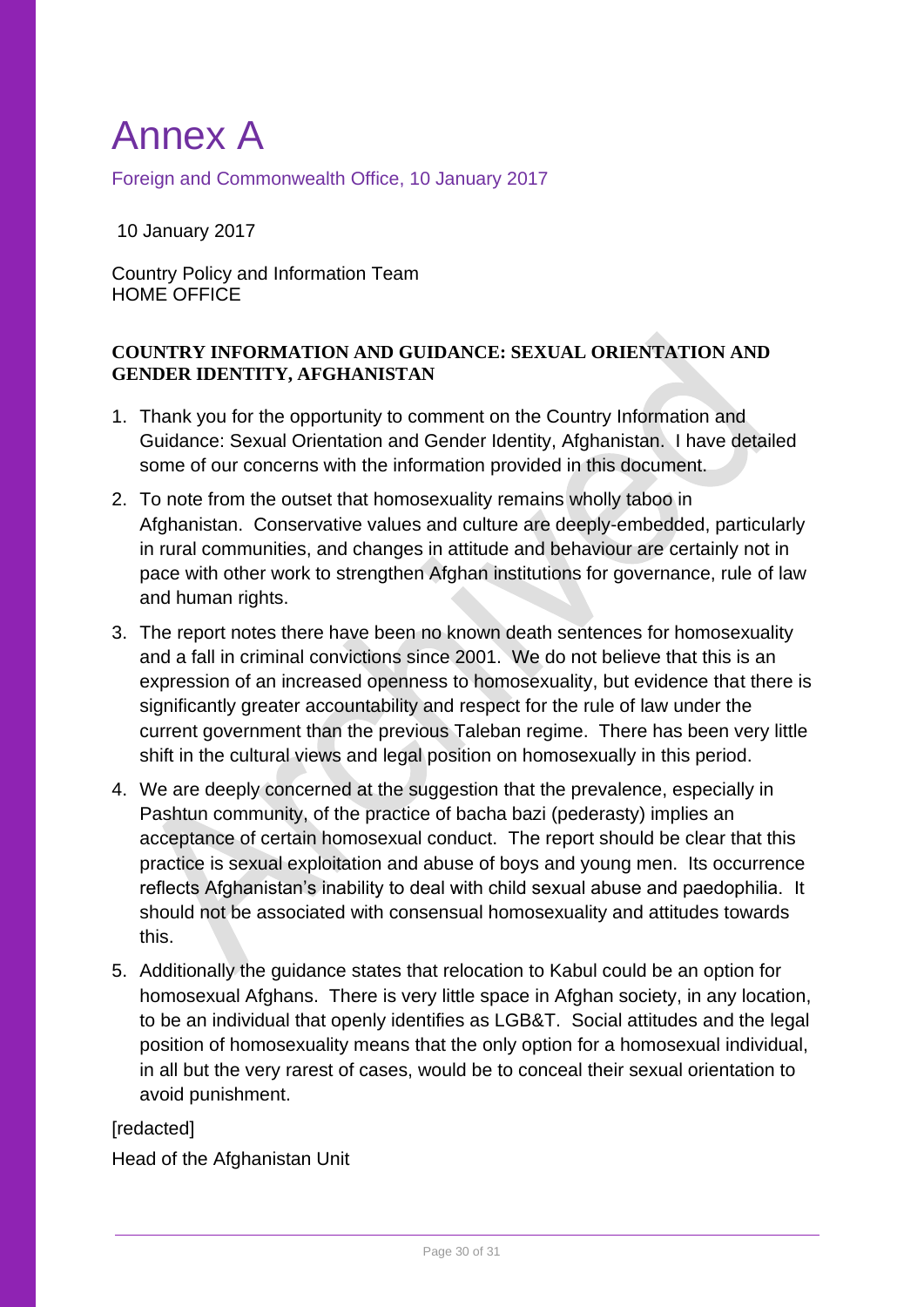# Annex A

Foreign and Commonwealth Office, 10 January 2017

10 January 2017

Country Policy and Information Team
HOME OFFICE

**COUNTRY INFORMATION AND GUIDANCE: SEXUAL ORIENTATION AND GENDER IDENTITY, AFGHANISTAN**

1. Thank you for the opportunity to comment on the Country Information and Guidance: Sexual Orientation and Gender Identity, Afghanistan. I have detailed some of our concerns with the information provided in this document.
2. To note from the outset that homosexuality remains wholly taboo in Afghanistan. Conservative values and culture are deeply-embedded, particularly in rural communities, and changes in attitude and behaviour are certainly not in pace with other work to strengthen Afghan institutions for governance, rule of law and human rights.
3. The report notes there have been no known death sentences for homosexuality and a fall in criminal convictions since 2001. We do not believe that this is an expression of an increased openness to homosexuality, but evidence that there is significantly greater accountability and respect for the rule of law under the current government than the previous Taleban regime. There has been very little shift in the cultural views and legal position on homosexually in this period.
4. We are deeply concerned at the suggestion that the prevalence, especially in Pashtun community, of the practice of bacha bazi (pederasty) implies an acceptance of certain homosexual conduct. The report should be clear that this practice is sexual exploitation and abuse of boys and young men. Its occurrence reflects Afghanistan's inability to deal with child sexual abuse and paedophilia. It should not be associated with consensual homosexuality and attitudes towards this.
5. Additionally the guidance states that relocation to Kabul could be an option for homosexual Afghans. There is very little space in Afghan society, in any location, to be an individual that openly identifies as LGB&T. Social attitudes and the legal position of homosexuality means that the only option for a homosexual individual, in all but the very rarest of cases, would be to conceal their sexual orientation to avoid punishment.

[redacted]

Head of the Afghanistan Unit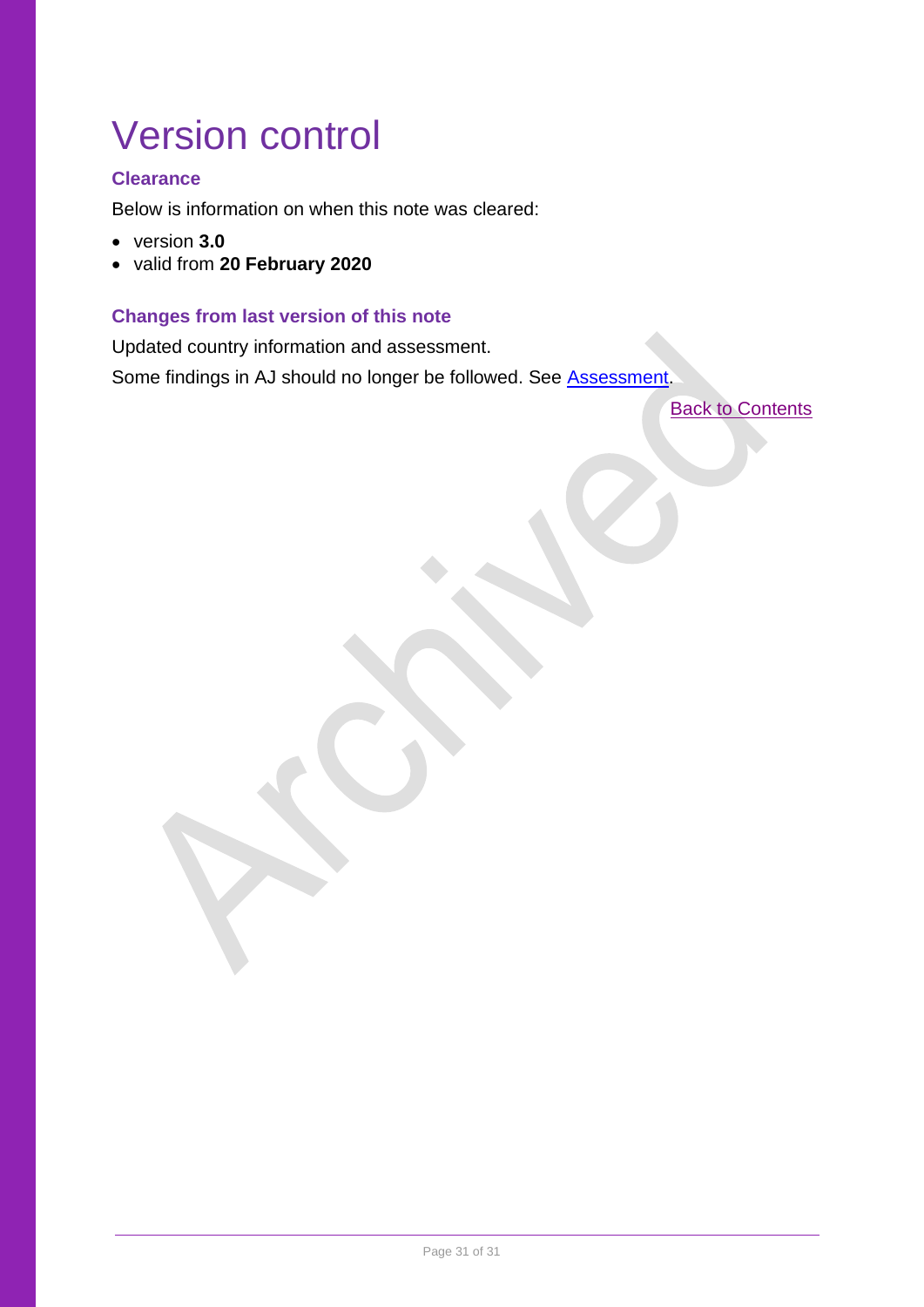# Version control

### Clearance

Below is information on when this note was cleared:

- version **3.0**
- valid from **20 February 2020**

### Changes from last version of this note

Updated country information and assessment.

Some findings in AJ should no longer be followed. See Assessment.

Back to Contents